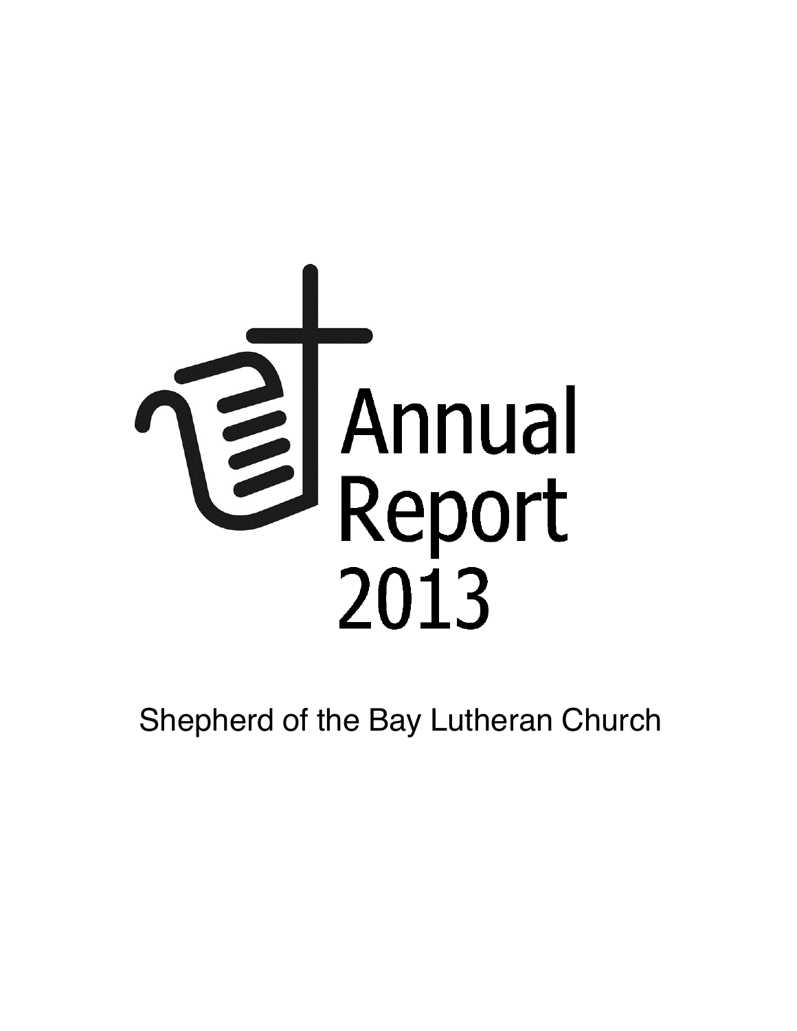# Annual Report 2013

Shepherd of the Bay Lutheran Church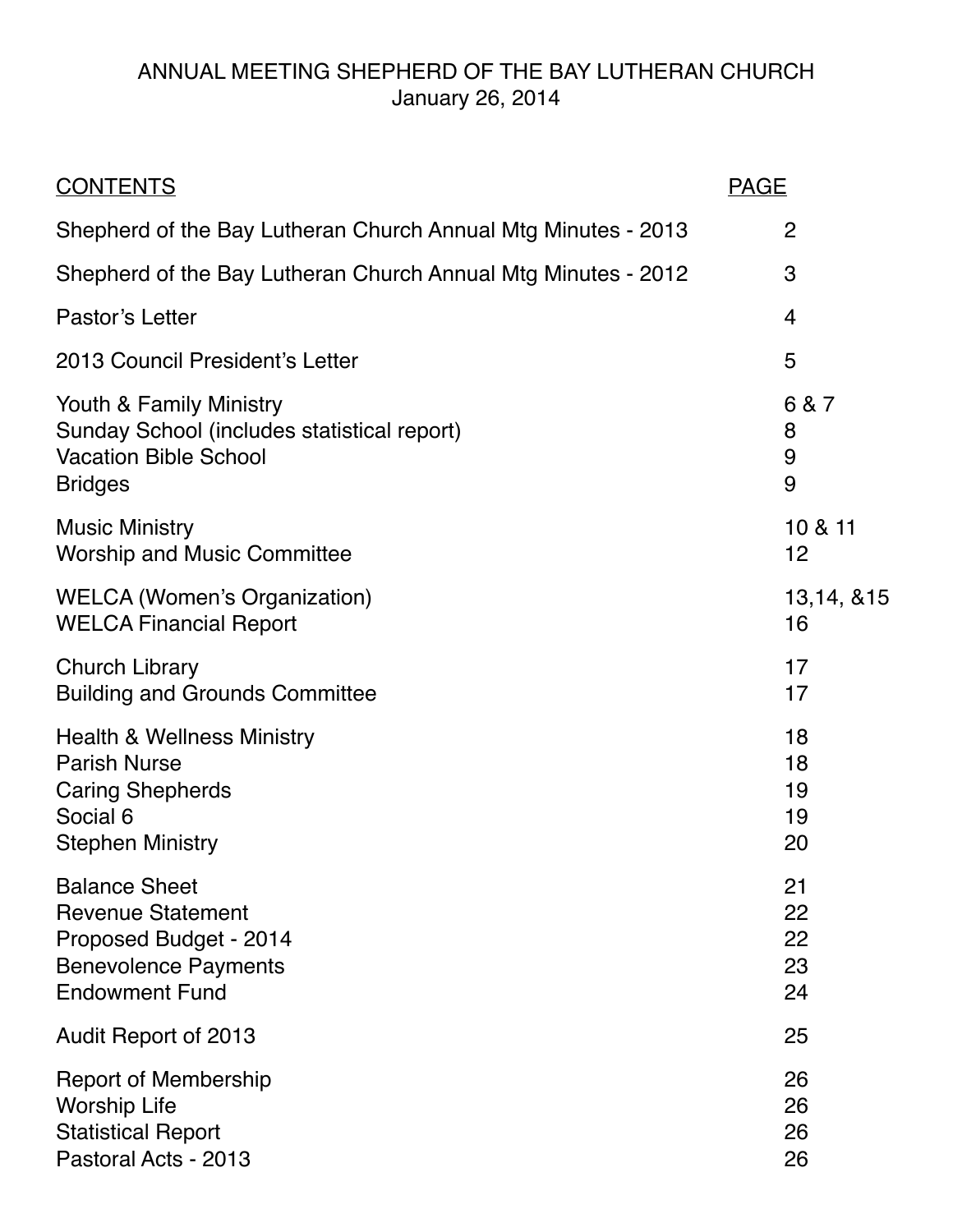# ANNUAL MEETING SHEPHERD OF THE BAY LUTHERAN CHURCH

January 26, 2014

| CONTENTS | PAGE |
|---|---|
| Shepherd of the Bay Lutheran Church Annual Mtg Minutes - 2013 | 2 |
| Shepherd of the Bay Lutheran Church Annual Mtg Minutes - 2012 | 3 |
| Pastor's Letter | 4 |
| 2013 Council President's Letter | 5 |
| Youth & Family Ministry | 6 & 7 |
| Sunday School (includes statistical report) | 8 |
| Vacation Bible School | 9 |
| Bridges | 9 |
| Music Ministry | 10 & 11 |
| Worship and Music Committee | 12 |
| WELCA (Women's Organization) | 13,14, &15 |
| WELCA Financial Report | 16 |
| Church Library | 17 |
| Building and Grounds Committee | 17 |
| Health & Wellness Ministry | 18 |
| Parish Nurse | 18 |
| Caring Shepherds | 19 |
| Social 6 | 19 |
| Stephen Ministry | 20 |
| Balance Sheet | 21 |
| Revenue Statement | 22 |
| Proposed Budget - 2014 | 22 |
| Benevolence Payments | 23 |
| Endowment Fund | 24 |
| Audit Report of 2013 | 25 |
| Report of Membership | 26 |
| Worship Life | 26 |
| Statistical Report | 26 |
| Pastoral Acts - 2013 | 26 |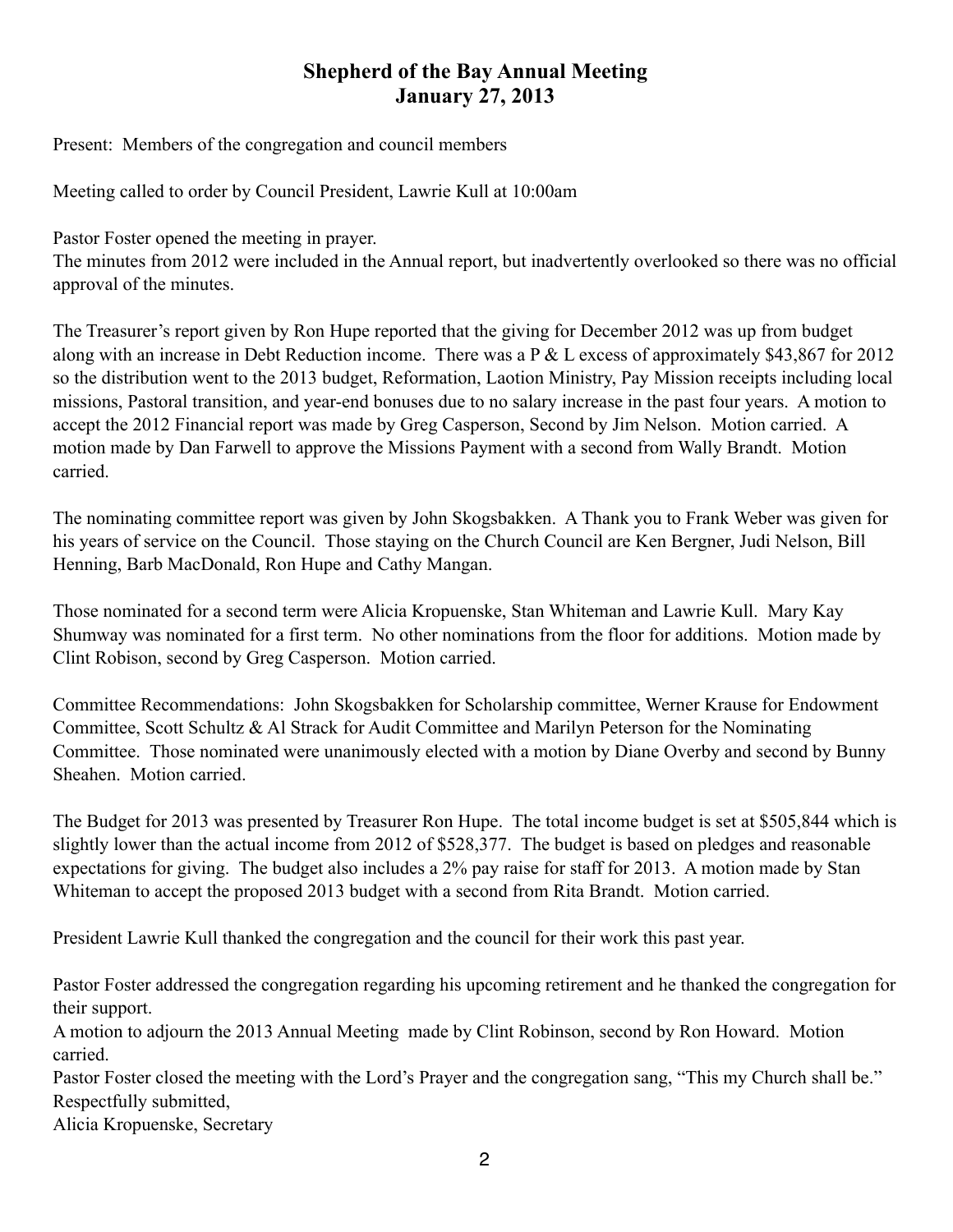# Shepherd of the Bay Annual Meeting
# January 27, 2013

Present: Members of the congregation and council members

Meeting called to order by Council President, Lawrie Kull at 10:00am

Pastor Foster opened the meeting in prayer.
The minutes from 2012 were included in the Annual report, but inadvertently overlooked so there was no official approval of the minutes.

The Treasurer's report given by Ron Hupe reported that the giving for December 2012 was up from budget along with an increase in Debt Reduction income. There was a P & L excess of approximately $43,867 for 2012 so the distribution went to the 2013 budget, Reformation, Laotion Ministry, Pay Mission receipts including local missions, Pastoral transition, and year-end bonuses due to no salary increase in the past four years. A motion to accept the 2012 Financial report was made by Greg Casperson, Second by Jim Nelson. Motion carried. A motion made by Dan Farwell to approve the Missions Payment with a second from Wally Brandt. Motion carried.

The nominating committee report was given by John Skogsbakken. A Thank you to Frank Weber was given for his years of service on the Council. Those staying on the Church Council are Ken Bergner, Judi Nelson, Bill Henning, Barb MacDonald, Ron Hupe and Cathy Mangan.

Those nominated for a second term were Alicia Kropuenske, Stan Whiteman and Lawrie Kull. Mary Kay Shumway was nominated for a first term. No other nominations from the floor for additions. Motion made by Clint Robison, second by Greg Casperson. Motion carried.

Committee Recommendations: John Skogsbakken for Scholarship committee, Werner Krause for Endowment Committee, Scott Schultz & Al Strack for Audit Committee and Marilyn Peterson for the Nominating Committee. Those nominated were unanimously elected with a motion by Diane Overby and second by Bunny Sheahen. Motion carried.

The Budget for 2013 was presented by Treasurer Ron Hupe. The total income budget is set at $505,844 which is slightly lower than the actual income from 2012 of $528,377. The budget is based on pledges and reasonable expectations for giving. The budget also includes a 2% pay raise for staff for 2013. A motion made by Stan Whiteman to accept the proposed 2013 budget with a second from Rita Brandt. Motion carried.

President Lawrie Kull thanked the congregation and the council for their work this past year.

Pastor Foster addressed the congregation regarding his upcoming retirement and he thanked the congregation for their support.
A motion to adjourn the 2013 Annual Meeting made by Clint Robinson, second by Ron Howard. Motion carried.
Pastor Foster closed the meeting with the Lord's Prayer and the congregation sang, "This my Church shall be."
Respectfully submitted,
Alicia Kropuenske, Secretary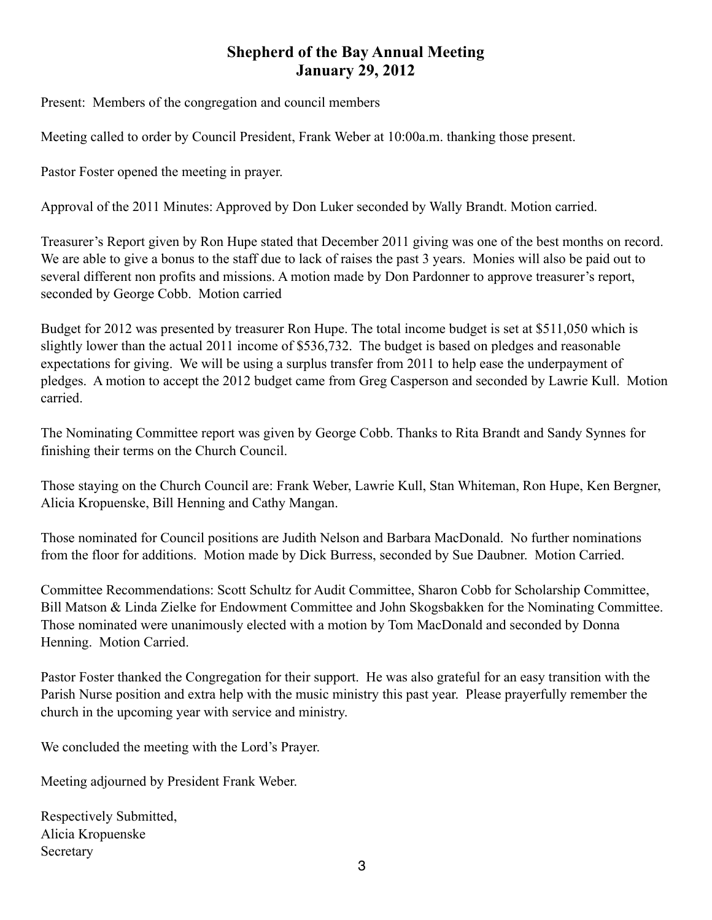# Shepherd of the Bay Annual Meeting
# January 29, 2012

Present: Members of the congregation and council members

Meeting called to order by Council President, Frank Weber at 10:00a.m. thanking those present.

Pastor Foster opened the meeting in prayer.

Approval of the 2011 Minutes: Approved by Don Luker seconded by Wally Brandt. Motion carried.

Treasurer's Report given by Ron Hupe stated that December 2011 giving was one of the best months on record. We are able to give a bonus to the staff due to lack of raises the past 3 years. Monies will also be paid out to several different non profits and missions. A motion made by Don Pardonner to approve treasurer's report, seconded by George Cobb. Motion carried

Budget for 2012 was presented by treasurer Ron Hupe. The total income budget is set at $511,050 which is slightly lower than the actual 2011 income of $536,732. The budget is based on pledges and reasonable expectations for giving. We will be using a surplus transfer from 2011 to help ease the underpayment of pledges. A motion to accept the 2012 budget came from Greg Casperson and seconded by Lawrie Kull. Motion carried.

The Nominating Committee report was given by George Cobb. Thanks to Rita Brandt and Sandy Synnes for finishing their terms on the Church Council.

Those staying on the Church Council are: Frank Weber, Lawrie Kull, Stan Whiteman, Ron Hupe, Ken Bergner, Alicia Kropuenske, Bill Henning and Cathy Mangan.

Those nominated for Council positions are Judith Nelson and Barbara MacDonald. No further nominations from the floor for additions. Motion made by Dick Burress, seconded by Sue Daubner. Motion Carried.

Committee Recommendations: Scott Schultz for Audit Committee, Sharon Cobb for Scholarship Committee, Bill Matson & Linda Zielke for Endowment Committee and John Skogsbakken for the Nominating Committee. Those nominated were unanimously elected with a motion by Tom MacDonald and seconded by Donna Henning. Motion Carried.

Pastor Foster thanked the Congregation for their support. He was also grateful for an easy transition with the Parish Nurse position and extra help with the music ministry this past year. Please prayerfully remember the church in the upcoming year with service and ministry.

We concluded the meeting with the Lord's Prayer.

Meeting adjourned by President Frank Weber.

Respectively Submitted,
Alicia Kropuenske
Secretary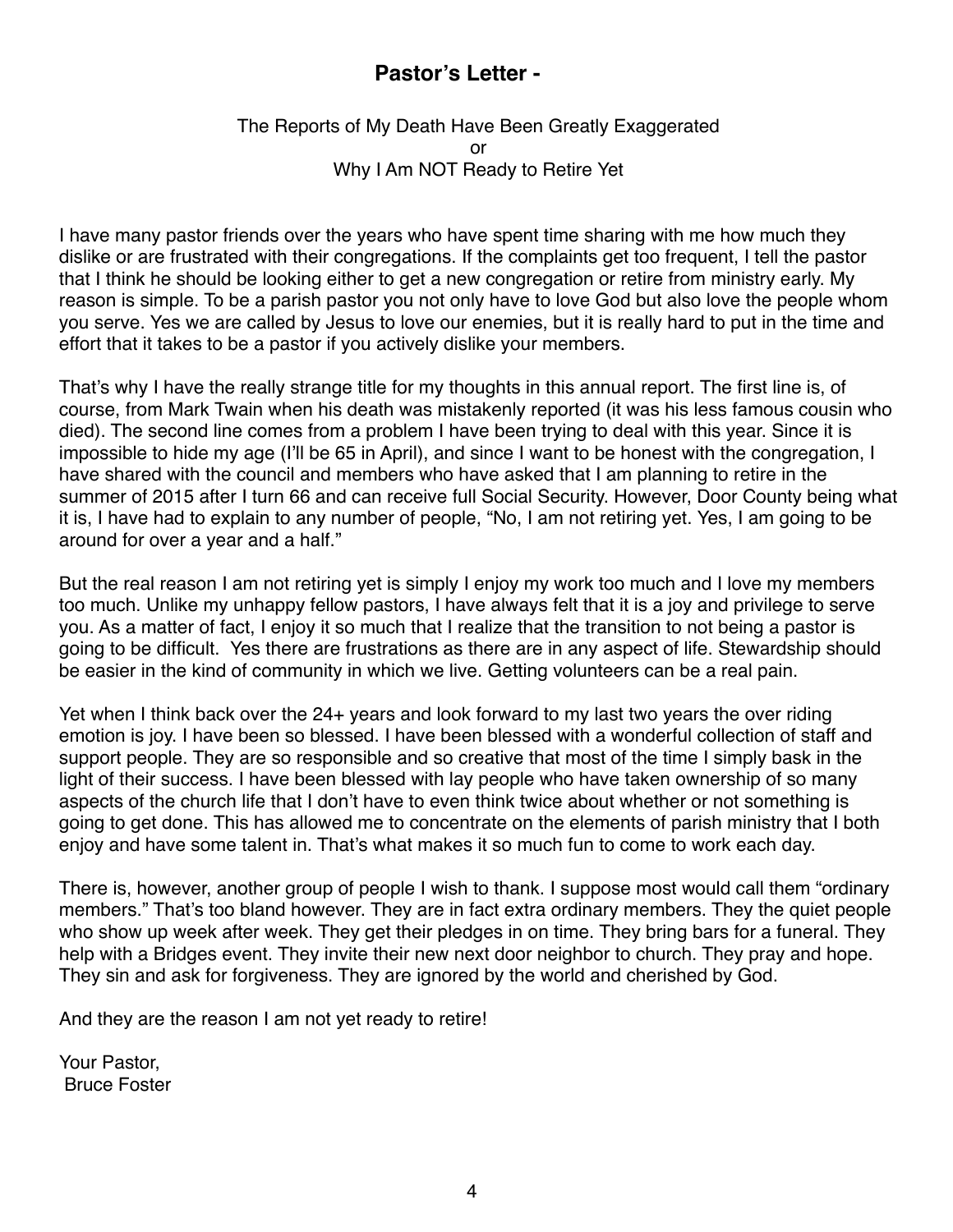## Pastor's Letter -

The Reports of My Death Have Been Greatly Exaggerated
or
Why I Am NOT Ready to Retire Yet

I have many pastor friends over the years who have spent time sharing with me how much they dislike or are frustrated with their congregations. If the complaints get too frequent, I tell the pastor that I think he should be looking either to get a new congregation or retire from ministry early. My reason is simple. To be a parish pastor you not only have to love God but also love the people whom you serve. Yes we are called by Jesus to love our enemies, but it is really hard to put in the time and effort that it takes to be a pastor if you actively dislike your members.

That's why I have the really strange title for my thoughts in this annual report. The first line is, of course, from Mark Twain when his death was mistakenly reported (it was his less famous cousin who died). The second line comes from a problem I have been trying to deal with this year. Since it is impossible to hide my age (I'll be 65 in April), and since I want to be honest with the congregation, I have shared with the council and members who have asked that I am planning to retire in the summer of 2015 after I turn 66 and can receive full Social Security. However, Door County being what it is, I have had to explain to any number of people, "No, I am not retiring yet. Yes, I am going to be around for over a year and a half."

But the real reason I am not retiring yet is simply I enjoy my work too much and I love my members too much. Unlike my unhappy fellow pastors, I have always felt that it is a joy and privilege to serve you. As a matter of fact, I enjoy it so much that I realize that the transition to not being a pastor is going to be difficult. Yes there are frustrations as there are in any aspect of life. Stewardship should be easier in the kind of community in which we live. Getting volunteers can be a real pain.

Yet when I think back over the 24+ years and look forward to my last two years the over riding emotion is joy. I have been so blessed. I have been blessed with a wonderful collection of staff and support people. They are so responsible and so creative that most of the time I simply bask in the light of their success. I have been blessed with lay people who have taken ownership of so many aspects of the church life that I don't have to even think twice about whether or not something is going to get done. This has allowed me to concentrate on the elements of parish ministry that I both enjoy and have some talent in. That's what makes it so much fun to come to work each day.

There is, however, another group of people I wish to thank. I suppose most would call them "ordinary members." That's too bland however. They are in fact extra ordinary members. They the quiet people who show up week after week. They get their pledges in on time. They bring bars for a funeral. They help with a Bridges event. They invite their new next door neighbor to church. They pray and hope. They sin and ask for forgiveness. They are ignored by the world and cherished by God.

And they are the reason I am not yet ready to retire!

Your Pastor,
Bruce Foster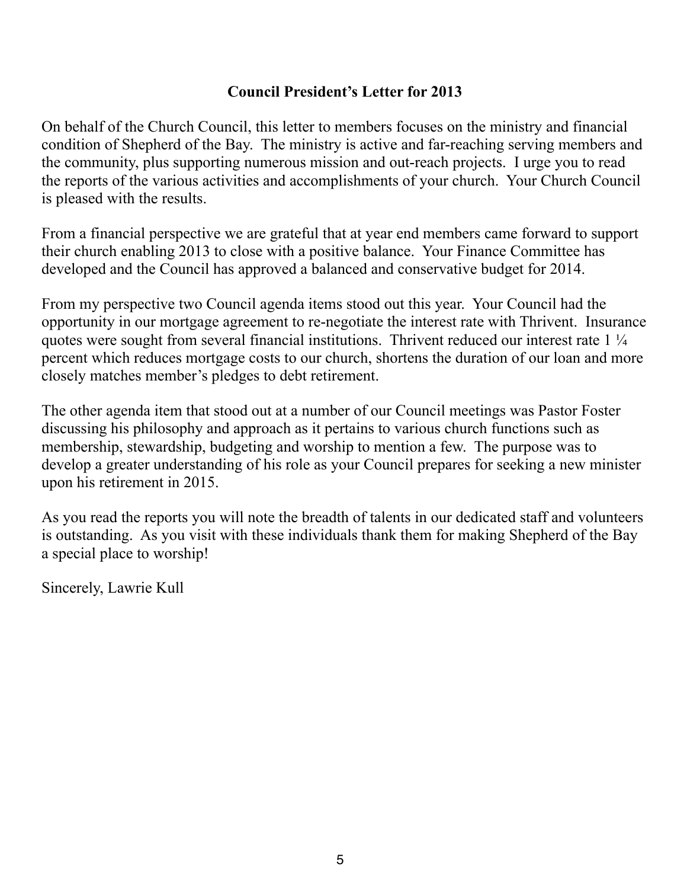## Council President's Letter for 2013

On behalf of the Church Council, this letter to members focuses on the ministry and financial condition of Shepherd of the Bay. The ministry is active and far-reaching serving members and the community, plus supporting numerous mission and out-reach projects. I urge you to read the reports of the various activities and accomplishments of your church. Your Church Council is pleased with the results.

From a financial perspective we are grateful that at year end members came forward to support their church enabling 2013 to close with a positive balance. Your Finance Committee has developed and the Council has approved a balanced and conservative budget for 2014.

From my perspective two Council agenda items stood out this year. Your Council had the opportunity in our mortgage agreement to re-negotiate the interest rate with Thrivent. Insurance quotes were sought from several financial institutions. Thrivent reduced our interest rate 1 ¼ percent which reduces mortgage costs to our church, shortens the duration of our loan and more closely matches member's pledges to debt retirement.

The other agenda item that stood out at a number of our Council meetings was Pastor Foster discussing his philosophy and approach as it pertains to various church functions such as membership, stewardship, budgeting and worship to mention a few. The purpose was to develop a greater understanding of his role as your Council prepares for seeking a new minister upon his retirement in 2015.

As you read the reports you will note the breadth of talents in our dedicated staff and volunteers is outstanding. As you visit with these individuals thank them for making Shepherd of the Bay a special place to worship!

Sincerely, Lawrie Kull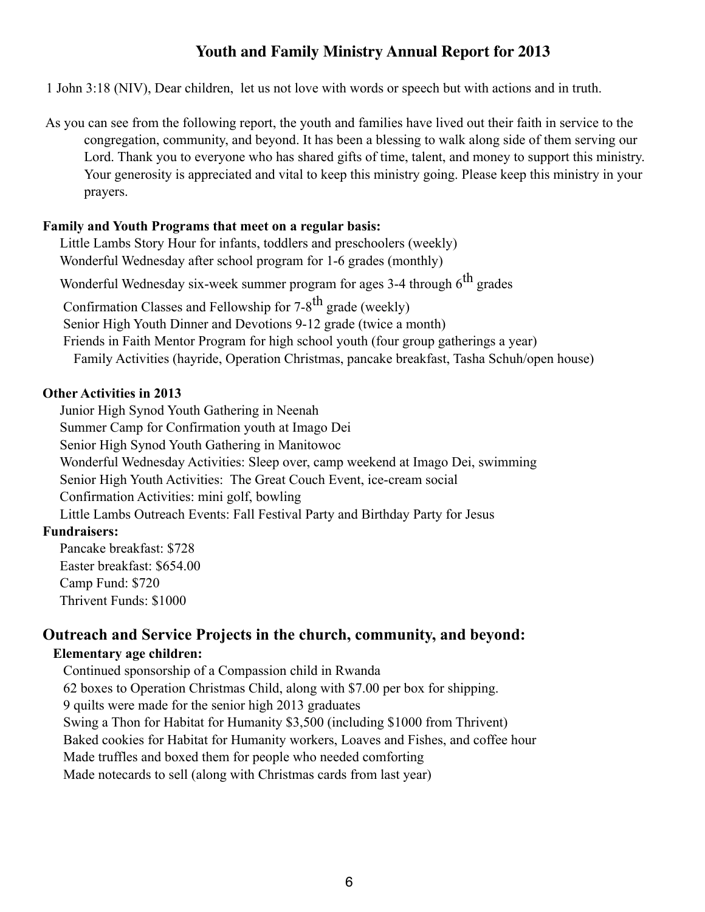# Youth and Family Ministry Annual Report for 2013

1 John 3:18 (NIV), Dear children, let us not love with words or speech but with actions and in truth.

As you can see from the following report, the youth and families have lived out their faith in service to the congregation, community, and beyond. It has been a blessing to walk along side of them serving our Lord. Thank you to everyone who has shared gifts of time, talent, and money to support this ministry. Your generosity is appreciated and vital to keep this ministry going. Please keep this ministry in your prayers.

**Family and Youth Programs that meet on a regular basis:**

Little Lambs Story Hour for infants, toddlers and preschoolers (weekly)
Wonderful Wednesday after school program for 1-6 grades (monthly)
Wonderful Wednesday six-week summer program for ages 3-4 through 6th grades
Confirmation Classes and Fellowship for 7-8th grade (weekly)
Senior High Youth Dinner and Devotions 9-12 grade (twice a month)
Friends in Faith Mentor Program for high school youth (four group gatherings a year)
Family Activities (hayride, Operation Christmas, pancake breakfast, Tasha Schuh/open house)

**Other Activities in 2013**

Junior High Synod Youth Gathering in Neenah
Summer Camp for Confirmation youth at Imago Dei
Senior High Synod Youth Gathering in Manitowoc
Wonderful Wednesday Activities: Sleep over, camp weekend at Imago Dei, swimming
Senior High Youth Activities: The Great Couch Event, ice-cream social
Confirmation Activities: mini golf, bowling
Little Lambs Outreach Events: Fall Festival Party and Birthday Party for Jesus

**Fundraisers:**

Pancake breakfast: $728
Easter breakfast: $654.00
Camp Fund: $720
Thrivent Funds: $1000

## Outreach and Service Projects in the church, community, and beyond:

**Elementary age children:**

Continued sponsorship of a Compassion child in Rwanda
62 boxes to Operation Christmas Child, along with $7.00 per box for shipping.
9 quilts were made for the senior high 2013 graduates
Swing a Thon for Habitat for Humanity $3,500 (including $1000 from Thrivent)
Baked cookies for Habitat for Humanity workers, Loaves and Fishes, and coffee hour
Made truffles and boxed them for people who needed comforting
Made notecards to sell (along with Christmas cards from last year)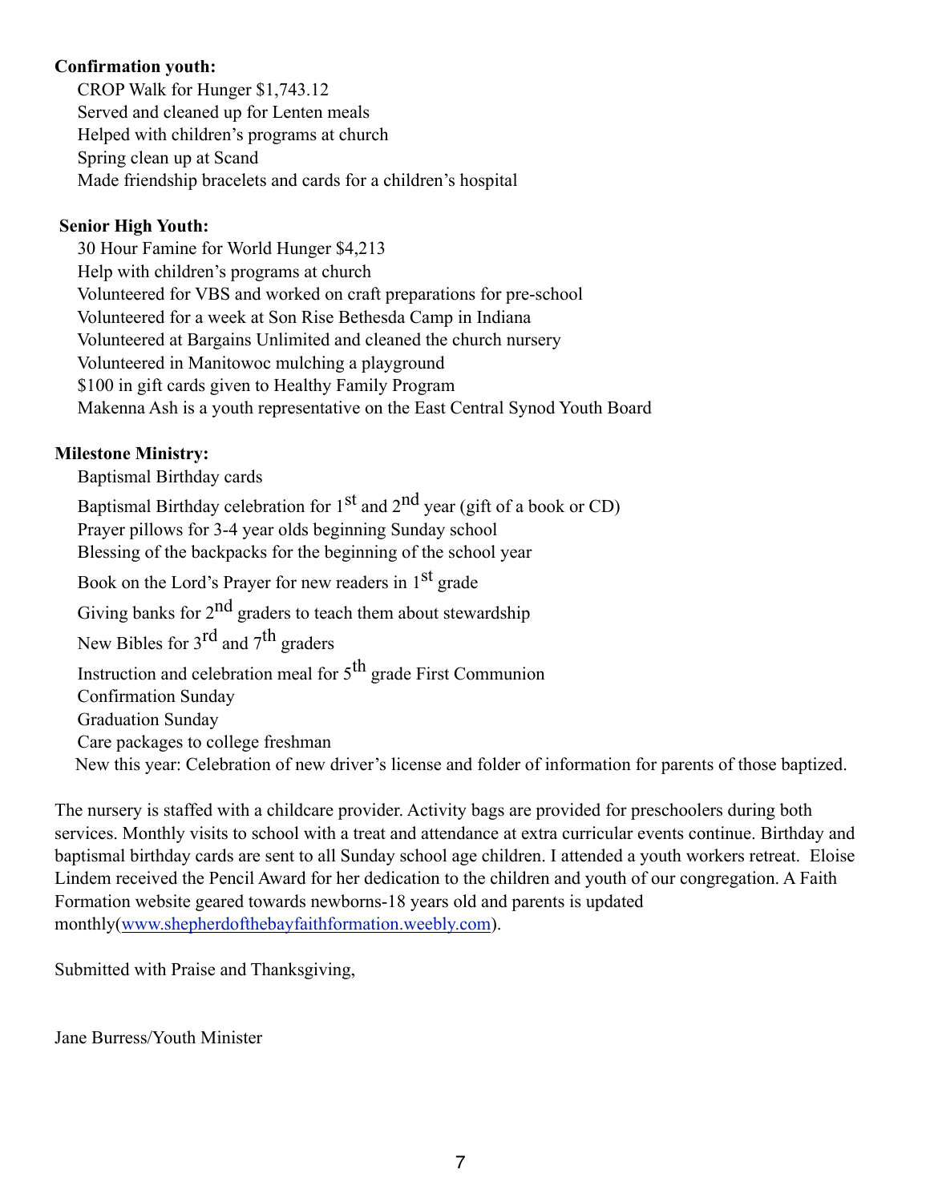**Confirmation youth:**

CROP Walk for Hunger $1,743.12
Served and cleaned up for Lenten meals
Helped with children's programs at church
Spring clean up at Scand
Made friendship bracelets and cards for a children's hospital

**Senior High Youth:**

30 Hour Famine for World Hunger $4,213
Help with children's programs at church
Volunteered for VBS and worked on craft preparations for pre-school
Volunteered for a week at Son Rise Bethesda Camp in Indiana
Volunteered at Bargains Unlimited and cleaned the church nursery
Volunteered in Manitowoc mulching a playground
$100 in gift cards given to Healthy Family Program
Makenna Ash is a youth representative on the East Central Synod Youth Board

**Milestone Ministry:**

Baptismal Birthday cards
Baptismal Birthday celebration for 1st and 2nd year (gift of a book or CD)
Prayer pillows for 3-4 year olds beginning Sunday school
Blessing of the backpacks for the beginning of the school year
Book on the Lord's Prayer for new readers in 1st grade
Giving banks for 2nd graders to teach them about stewardship
New Bibles for 3rd and 7th graders
Instruction and celebration meal for 5th grade First Communion
Confirmation Sunday
Graduation Sunday
Care packages to college freshman
New this year: Celebration of new driver's license and folder of information for parents of those baptized.

The nursery is staffed with a childcare provider. Activity bags are provided for preschoolers during both services. Monthly visits to school with a treat and attendance at extra curricular events continue. Birthday and baptismal birthday cards are sent to all Sunday school age children. I attended a youth workers retreat. Eloise Lindem received the Pencil Award for her dedication to the children and youth of our congregation. A Faith Formation website geared towards newborns-18 years old and parents is updated monthly(www.shepherdofthebayfaithformation.weebly.com).

Submitted with Praise and Thanksgiving,

Jane Burress/Youth Minister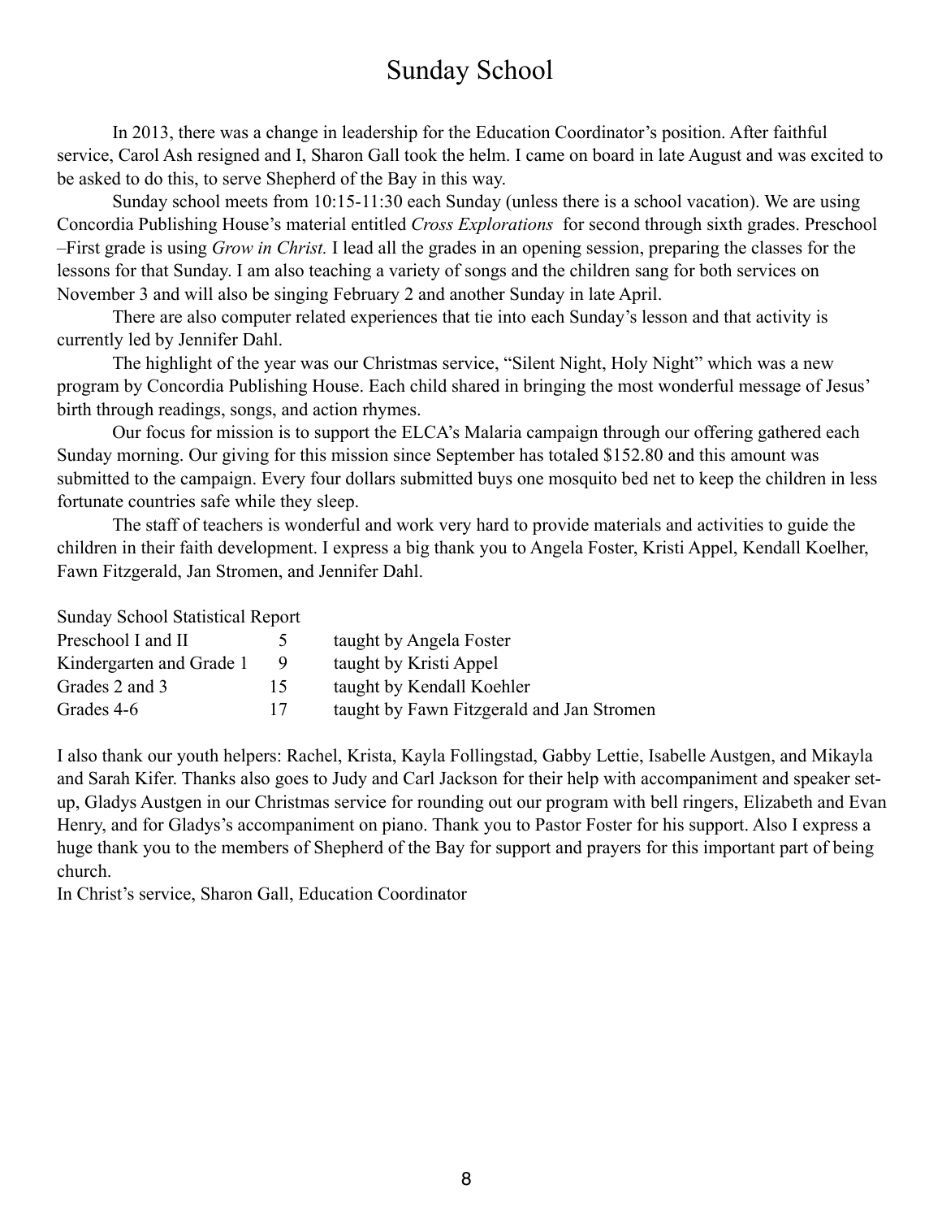# Sunday School

In 2013, there was a change in leadership for the Education Coordinator's position. After faithful service, Carol Ash resigned and I, Sharon Gall took the helm. I came on board in late August and was excited to be asked to do this, to serve Shepherd of the Bay in this way.

Sunday school meets from 10:15-11:30 each Sunday (unless there is a school vacation). We are using Concordia Publishing House's material entitled *Cross Explorations* for second through sixth grades. Preschool –First grade is using *Grow in Christ.* I lead all the grades in an opening session, preparing the classes for the lessons for that Sunday. I am also teaching a variety of songs and the children sang for both services on November 3 and will also be singing February 2 and another Sunday in late April.

There are also computer related experiences that tie into each Sunday's lesson and that activity is currently led by Jennifer Dahl.

The highlight of the year was our Christmas service, "Silent Night, Holy Night" which was a new program by Concordia Publishing House. Each child shared in bringing the most wonderful message of Jesus' birth through readings, songs, and action rhymes.

Our focus for mission is to support the ELCA's Malaria campaign through our offering gathered each Sunday morning. Our giving for this mission since September has totaled $152.80 and this amount was submitted to the campaign. Every four dollars submitted buys one mosquito bed net to keep the children in less fortunate countries safe while they sleep.

The staff of teachers is wonderful and work very hard to provide materials and activities to guide the children in their faith development. I express a big thank you to Angela Foster, Kristi Appel, Kendall Koelher, Fawn Fitzgerald, Jan Stromen, and Jennifer Dahl.

Sunday School Statistical Report

| | | |
|---|---|---|
| Preschool I and II | 5 | taught by Angela Foster |
| Kindergarten and Grade 1 | 9 | taught by Kristi Appel |
| Grades 2 and 3 | 15 | taught by Kendall Koehler |
| Grades 4-6 | 17 | taught by Fawn Fitzgerald and Jan Stromen |

I also thank our youth helpers: Rachel, Krista, Kayla Follingstad, Gabby Lettie, Isabelle Austgen, and Mikayla and Sarah Kifer. Thanks also goes to Judy and Carl Jackson for their help with accompaniment and speaker set-up, Gladys Austgen in our Christmas service for rounding out our program with bell ringers, Elizabeth and Evan Henry, and for Gladys's accompaniment on piano. Thank you to Pastor Foster for his support. Also I express a huge thank you to the members of Shepherd of the Bay for support and prayers for this important part of being church.

In Christ's service, Sharon Gall, Education Coordinator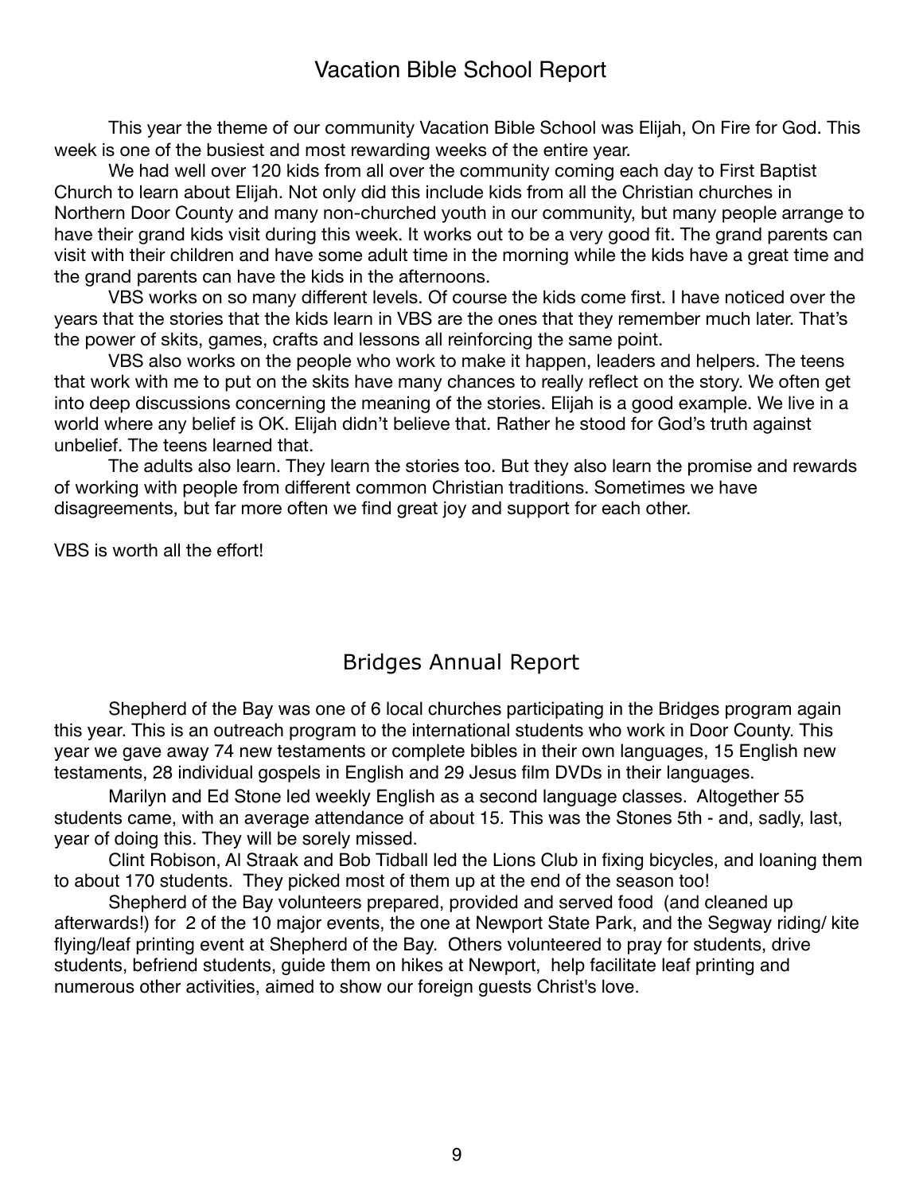## Vacation Bible School Report

This year the theme of our community Vacation Bible School was Elijah, On Fire for God. This week is one of the busiest and most rewarding weeks of the entire year.

We had well over 120 kids from all over the community coming each day to First Baptist Church to learn about Elijah. Not only did this include kids from all the Christian churches in Northern Door County and many non-churched youth in our community, but many people arrange to have their grand kids visit during this week. It works out to be a very good fit. The grand parents can visit with their children and have some adult time in the morning while the kids have a great time and the grand parents can have the kids in the afternoons.

VBS works on so many different levels. Of course the kids come first. I have noticed over the years that the stories that the kids learn in VBS are the ones that they remember much later. That's the power of skits, games, crafts and lessons all reinforcing the same point.

VBS also works on the people who work to make it happen, leaders and helpers. The teens that work with me to put on the skits have many chances to really reflect on the story. We often get into deep discussions concerning the meaning of the stories. Elijah is a good example. We live in a world where any belief is OK. Elijah didn't believe that. Rather he stood for God's truth against unbelief. The teens learned that.

The adults also learn. They learn the stories too. But they also learn the promise and rewards of working with people from different common Christian traditions. Sometimes we have disagreements, but far more often we find great joy and support for each other.

VBS is worth all the effort!

## Bridges Annual Report

Shepherd of the Bay was one of 6 local churches participating in the Bridges program again this year. This is an outreach program to the international students who work in Door County. This year we gave away 74 new testaments or complete bibles in their own languages, 15 English new testaments, 28 individual gospels in English and 29 Jesus film DVDs in their languages.

Marilyn and Ed Stone led weekly English as a second language classes. Altogether 55 students came, with an average attendance of about 15. This was the Stones 5th - and, sadly, last, year of doing this. They will be sorely missed.

Clint Robison, Al Straak and Bob Tidball led the Lions Club in fixing bicycles, and loaning them to about 170 students. They picked most of them up at the end of the season too!

Shepherd of the Bay volunteers prepared, provided and served food (and cleaned up afterwards!) for 2 of the 10 major events, the one at Newport State Park, and the Segway riding/ kite flying/leaf printing event at Shepherd of the Bay. Others volunteered to pray for students, drive students, befriend students, guide them on hikes at Newport, help facilitate leaf printing and numerous other activities, aimed to show our foreign guests Christ's love.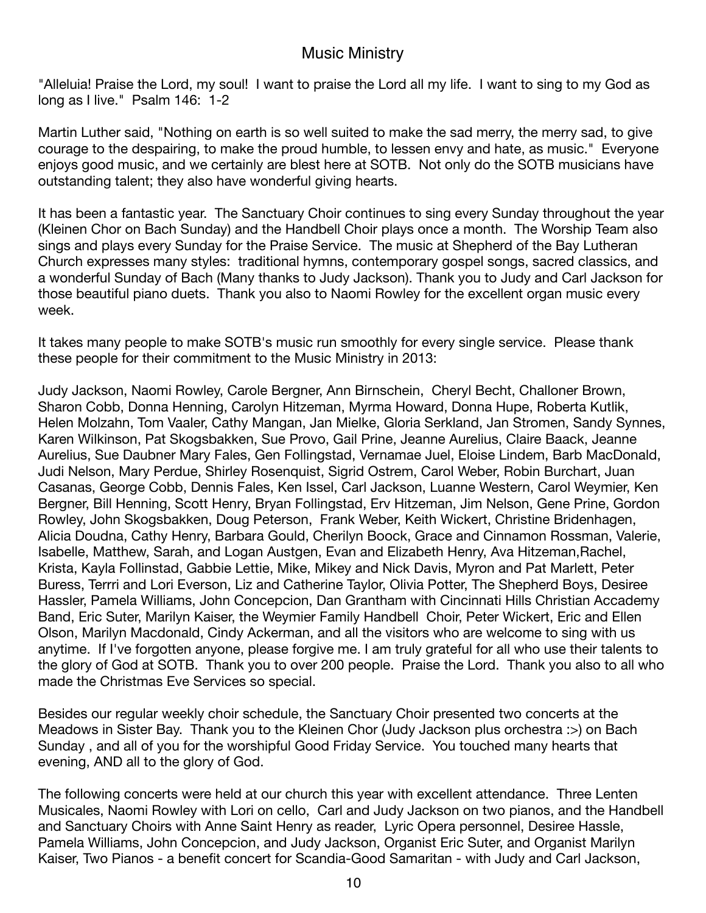# Music Ministry

"Alleluia! Praise the Lord, my soul! I want to praise the Lord all my life. I want to sing to my God as long as I live." Psalm 146: 1-2

Martin Luther said, "Nothing on earth is so well suited to make the sad merry, the merry sad, to give courage to the despairing, to make the proud humble, to lessen envy and hate, as music." Everyone enjoys good music, and we certainly are blest here at SOTB. Not only do the SOTB musicians have outstanding talent; they also have wonderful giving hearts.

It has been a fantastic year. The Sanctuary Choir continues to sing every Sunday throughout the year (Kleinen Chor on Bach Sunday) and the Handbell Choir plays once a month. The Worship Team also sings and plays every Sunday for the Praise Service. The music at Shepherd of the Bay Lutheran Church expresses many styles: traditional hymns, contemporary gospel songs, sacred classics, and a wonderful Sunday of Bach (Many thanks to Judy Jackson). Thank you to Judy and Carl Jackson for those beautiful piano duets. Thank you also to Naomi Rowley for the excellent organ music every week.

It takes many people to make SOTB's music run smoothly for every single service. Please thank these people for their commitment to the Music Ministry in 2013:

Judy Jackson, Naomi Rowley, Carole Bergner, Ann Birnschein, Cheryl Becht, Challoner Brown, Sharon Cobb, Donna Henning, Carolyn Hitzeman, Myrma Howard, Donna Hupe, Roberta Kutlik, Helen Molzahn, Tom Vaaler, Cathy Mangan, Jan Mielke, Gloria Serkland, Jan Stromen, Sandy Synnes, Karen Wilkinson, Pat Skogsbakken, Sue Provo, Gail Prine, Jeanne Aurelius, Claire Baack, Jeanne Aurelius, Sue Daubner Mary Fales, Gen Follingstad, Vernamae Juel, Eloise Lindem, Barb MacDonald, Judi Nelson, Mary Perdue, Shirley Rosenquist, Sigrid Ostrem, Carol Weber, Robin Burchart, Juan Casanas, George Cobb, Dennis Fales, Ken Issel, Carl Jackson, Luanne Western, Carol Weymier, Ken Bergner, Bill Henning, Scott Henry, Bryan Follingstad, Erv Hitzeman, Jim Nelson, Gene Prine, Gordon Rowley, John Skogsbakken, Doug Peterson, Frank Weber, Keith Wickert, Christine Bridenhagen, Alicia Doudna, Cathy Henry, Barbara Gould, Cherilyn Boock, Grace and Cinnamon Rossman, Valerie, Isabelle, Matthew, Sarah, and Logan Austgen, Evan and Elizabeth Henry, Ava Hitzeman,Rachel, Krista, Kayla Follinstad, Gabbie Lettie, Mike, Mikey and Nick Davis, Myron and Pat Marlett, Peter Buress, Terrri and Lori Everson, Liz and Catherine Taylor, Olivia Potter, The Shepherd Boys, Desiree Hassler, Pamela Williams, John Concepcion, Dan Grantham with Cincinnati Hills Christian Accademy Band, Eric Suter, Marilyn Kaiser, the Weymier Family Handbell Choir, Peter Wickert, Eric and Ellen Olson, Marilyn Macdonald, Cindy Ackerman, and all the visitors who are welcome to sing with us anytime. If I've forgotten anyone, please forgive me. I am truly grateful for all who use their talents to the glory of God at SOTB. Thank you to over 200 people. Praise the Lord. Thank you also to all who made the Christmas Eve Services so special.

Besides our regular weekly choir schedule, the Sanctuary Choir presented two concerts at the Meadows in Sister Bay. Thank you to the Kleinen Chor (Judy Jackson plus orchestra :>) on Bach Sunday , and all of you for the worshipful Good Friday Service. You touched many hearts that evening, AND all to the glory of God.

The following concerts were held at our church this year with excellent attendance. Three Lenten Musicales, Naomi Rowley with Lori on cello, Carl and Judy Jackson on two pianos, and the Handbell and Sanctuary Choirs with Anne Saint Henry as reader, Lyric Opera personnel, Desiree Hassle, Pamela Williams, John Concepcion, and Judy Jackson, Organist Eric Suter, and Organist Marilyn Kaiser, Two Pianos - a benefit concert for Scandia-Good Samaritan - with Judy and Carl Jackson,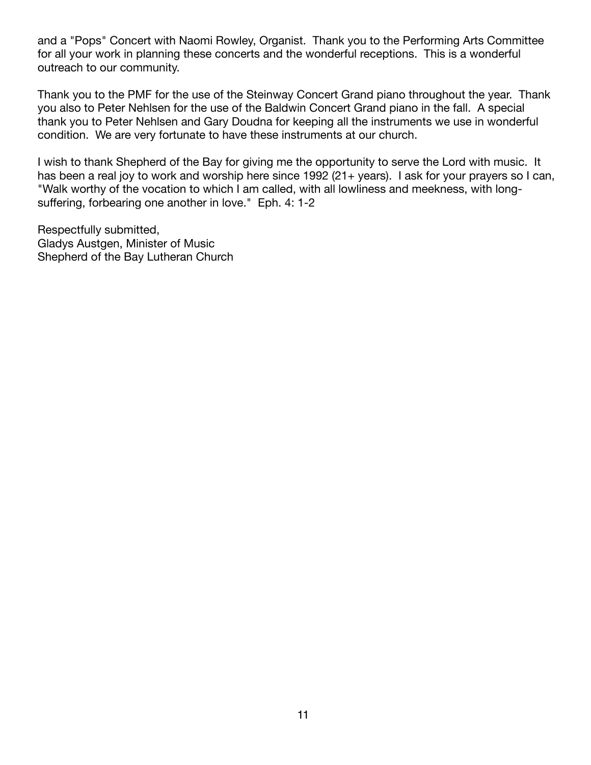and a "Pops" Concert with Naomi Rowley, Organist. Thank you to the Performing Arts Committee for all your work in planning these concerts and the wonderful receptions. This is a wonderful outreach to our community.

Thank you to the PMF for the use of the Steinway Concert Grand piano throughout the year. Thank you also to Peter Nehlsen for the use of the Baldwin Concert Grand piano in the fall. A special thank you to Peter Nehlsen and Gary Doudna for keeping all the instruments we use in wonderful condition. We are very fortunate to have these instruments at our church.

I wish to thank Shepherd of the Bay for giving me the opportunity to serve the Lord with music. It has been a real joy to work and worship here since 1992 (21+ years). I ask for your prayers so I can, "Walk worthy of the vocation to which I am called, with all lowliness and meekness, with long-suffering, forbearing one another in love." Eph. 4: 1-2

Respectfully submitted,
Gladys Austgen, Minister of Music
Shepherd of the Bay Lutheran Church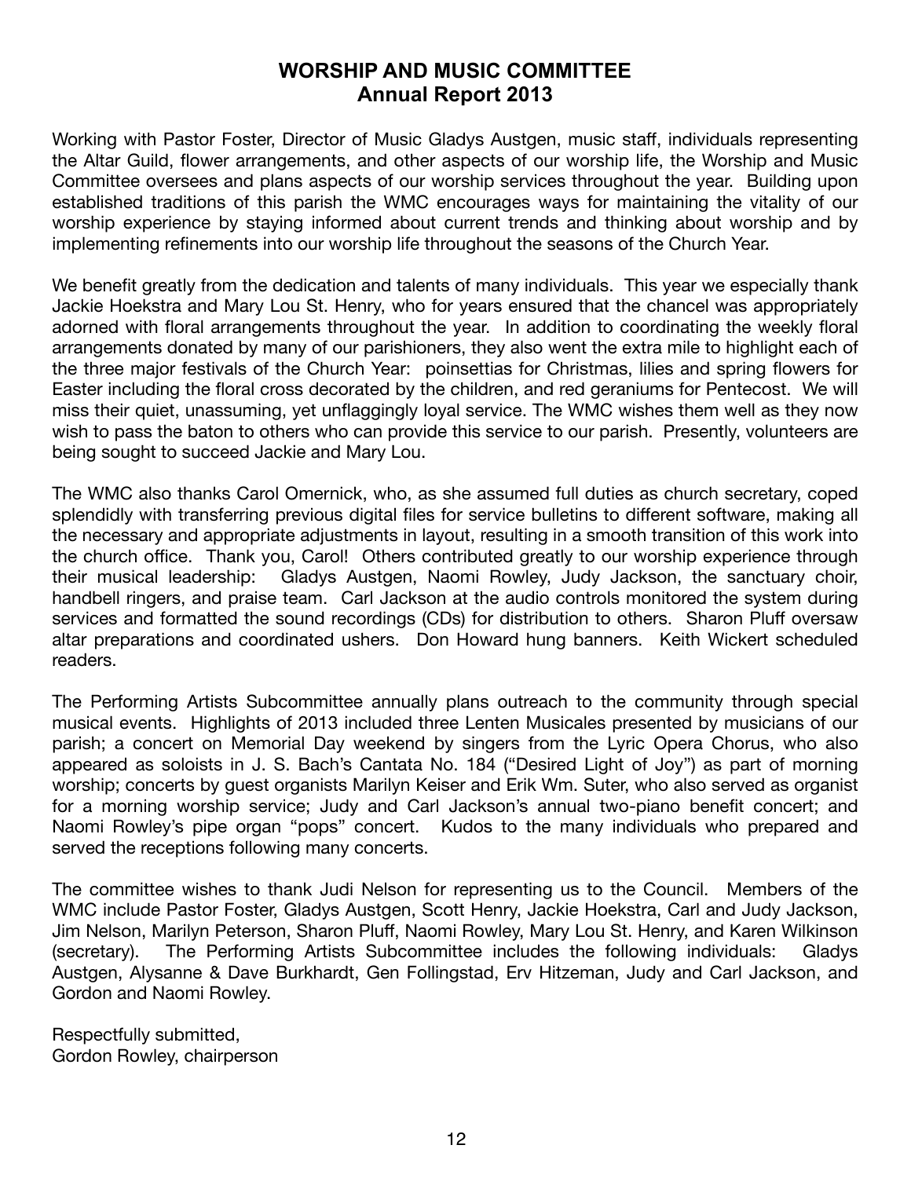# WORSHIP AND MUSIC COMMITTEE
## Annual Report 2013

Working with Pastor Foster, Director of Music Gladys Austgen, music staff, individuals representing the Altar Guild, flower arrangements, and other aspects of our worship life, the Worship and Music Committee oversees and plans aspects of our worship services throughout the year. Building upon established traditions of this parish the WMC encourages ways for maintaining the vitality of our worship experience by staying informed about current trends and thinking about worship and by implementing refinements into our worship life throughout the seasons of the Church Year.

We benefit greatly from the dedication and talents of many individuals. This year we especially thank Jackie Hoekstra and Mary Lou St. Henry, who for years ensured that the chancel was appropriately adorned with floral arrangements throughout the year. In addition to coordinating the weekly floral arrangements donated by many of our parishioners, they also went the extra mile to highlight each of the three major festivals of the Church Year: poinsettias for Christmas, lilies and spring flowers for Easter including the floral cross decorated by the children, and red geraniums for Pentecost. We will miss their quiet, unassuming, yet unflaggingly loyal service. The WMC wishes them well as they now wish to pass the baton to others who can provide this service to our parish. Presently, volunteers are being sought to succeed Jackie and Mary Lou.

The WMC also thanks Carol Omernick, who, as she assumed full duties as church secretary, coped splendidly with transferring previous digital files for service bulletins to different software, making all the necessary and appropriate adjustments in layout, resulting in a smooth transition of this work into the church office. Thank you, Carol! Others contributed greatly to our worship experience through their musical leadership: Gladys Austgen, Naomi Rowley, Judy Jackson, the sanctuary choir, handbell ringers, and praise team. Carl Jackson at the audio controls monitored the system during services and formatted the sound recordings (CDs) for distribution to others. Sharon Pluff oversaw altar preparations and coordinated ushers. Don Howard hung banners. Keith Wickert scheduled readers.

The Performing Artists Subcommittee annually plans outreach to the community through special musical events. Highlights of 2013 included three Lenten Musicales presented by musicians of our parish; a concert on Memorial Day weekend by singers from the Lyric Opera Chorus, who also appeared as soloists in J. S. Bach's Cantata No. 184 ("Desired Light of Joy") as part of morning worship; concerts by guest organists Marilyn Keiser and Erik Wm. Suter, who also served as organist for a morning worship service; Judy and Carl Jackson's annual two-piano benefit concert; and Naomi Rowley's pipe organ "pops" concert. Kudos to the many individuals who prepared and served the receptions following many concerts.

The committee wishes to thank Judi Nelson for representing us to the Council. Members of the WMC include Pastor Foster, Gladys Austgen, Scott Henry, Jackie Hoekstra, Carl and Judy Jackson, Jim Nelson, Marilyn Peterson, Sharon Pluff, Naomi Rowley, Mary Lou St. Henry, and Karen Wilkinson (secretary). The Performing Artists Subcommittee includes the following individuals: Gladys Austgen, Alysanne & Dave Burkhardt, Gen Follingstad, Erv Hitzeman, Judy and Carl Jackson, and Gordon and Naomi Rowley.

Respectfully submitted,
Gordon Rowley, chairperson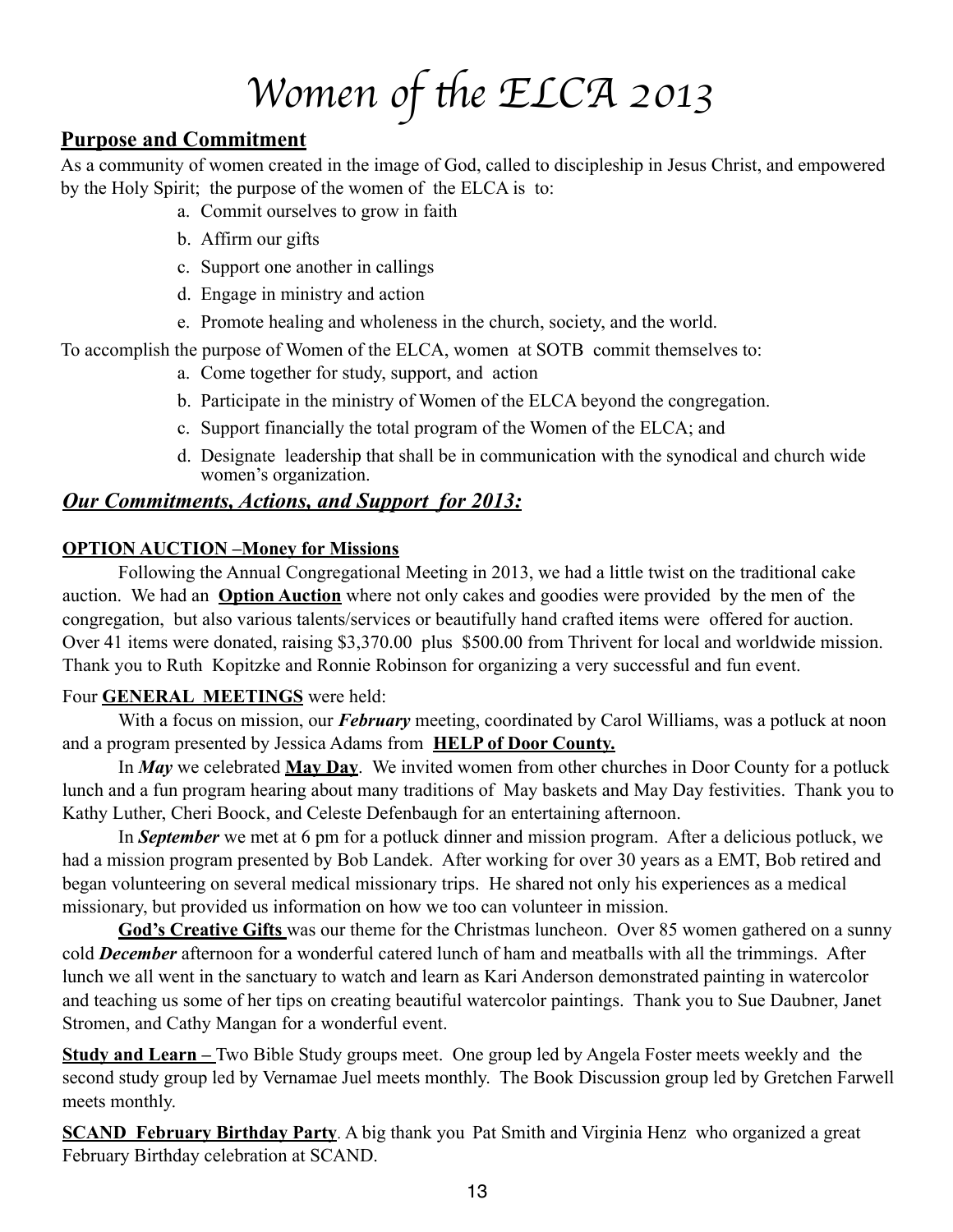# Women of the ELCA 2013

## Purpose and Commitment

As a community of women created in the image of God, called to discipleship in Jesus Christ, and empowered by the Holy Spirit; the purpose of the women of the ELCA is to:

a. Commit ourselves to grow in faith
b. Affirm our gifts
c. Support one another in callings
d. Engage in ministry and action
e. Promote healing and wholeness in the church, society, and the world.

To accomplish the purpose of Women of the ELCA, women at SOTB commit themselves to:

a. Come together for study, support, and action
b. Participate in the ministry of Women of the ELCA beyond the congregation.
c. Support financially the total program of the Women of the ELCA; and
d. Designate leadership that shall be in communication with the synodical and church wide women's organization.

## *Our Commitments, Actions, and Support for 2013:*

**OPTION AUCTION –Money for Missions**

Following the Annual Congregational Meeting in 2013, we had a little twist on the traditional cake auction. We had an **Option Auction** where not only cakes and goodies were provided by the men of the congregation, but also various talents/services or beautifully hand crafted items were offered for auction. Over 41 items were donated, raising $3,370.00 plus $500.00 from Thrivent for local and worldwide mission. Thank you to Ruth Kopitzke and Ronnie Robinson for organizing a very successful and fun event.

Four **GENERAL MEETINGS** were held:

With a focus on mission, our ***February*** meeting, coordinated by Carol Williams, was a potluck at noon and a program presented by Jessica Adams from **HELP of Door County.**

In ***May*** we celebrated **May Day**. We invited women from other churches in Door County for a potluck lunch and a fun program hearing about many traditions of May baskets and May Day festivities. Thank you to Kathy Luther, Cheri Boock, and Celeste Defenbaugh for an entertaining afternoon.

In ***September*** we met at 6 pm for a potluck dinner and mission program. After a delicious potluck, we had a mission program presented by Bob Landek. After working for over 30 years as a EMT, Bob retired and began volunteering on several medical missionary trips. He shared not only his experiences as a medical missionary, but provided us information on how we too can volunteer in mission.

**God's Creative Gifts** was our theme for the Christmas luncheon. Over 85 women gathered on a sunny cold ***December*** afternoon for a wonderful catered lunch of ham and meatballs with all the trimmings. After lunch we all went in the sanctuary to watch and learn as Kari Anderson demonstrated painting in watercolor and teaching us some of her tips on creating beautiful watercolor paintings. Thank you to Sue Daubner, Janet Stromen, and Cathy Mangan for a wonderful event.

**Study and Learn –** Two Bible Study groups meet. One group led by Angela Foster meets weekly and the second study group led by Vernamae Juel meets monthly. The Book Discussion group led by Gretchen Farwell meets monthly.

**SCAND February Birthday Party**. A big thank you Pat Smith and Virginia Henz who organized a great February Birthday celebration at SCAND.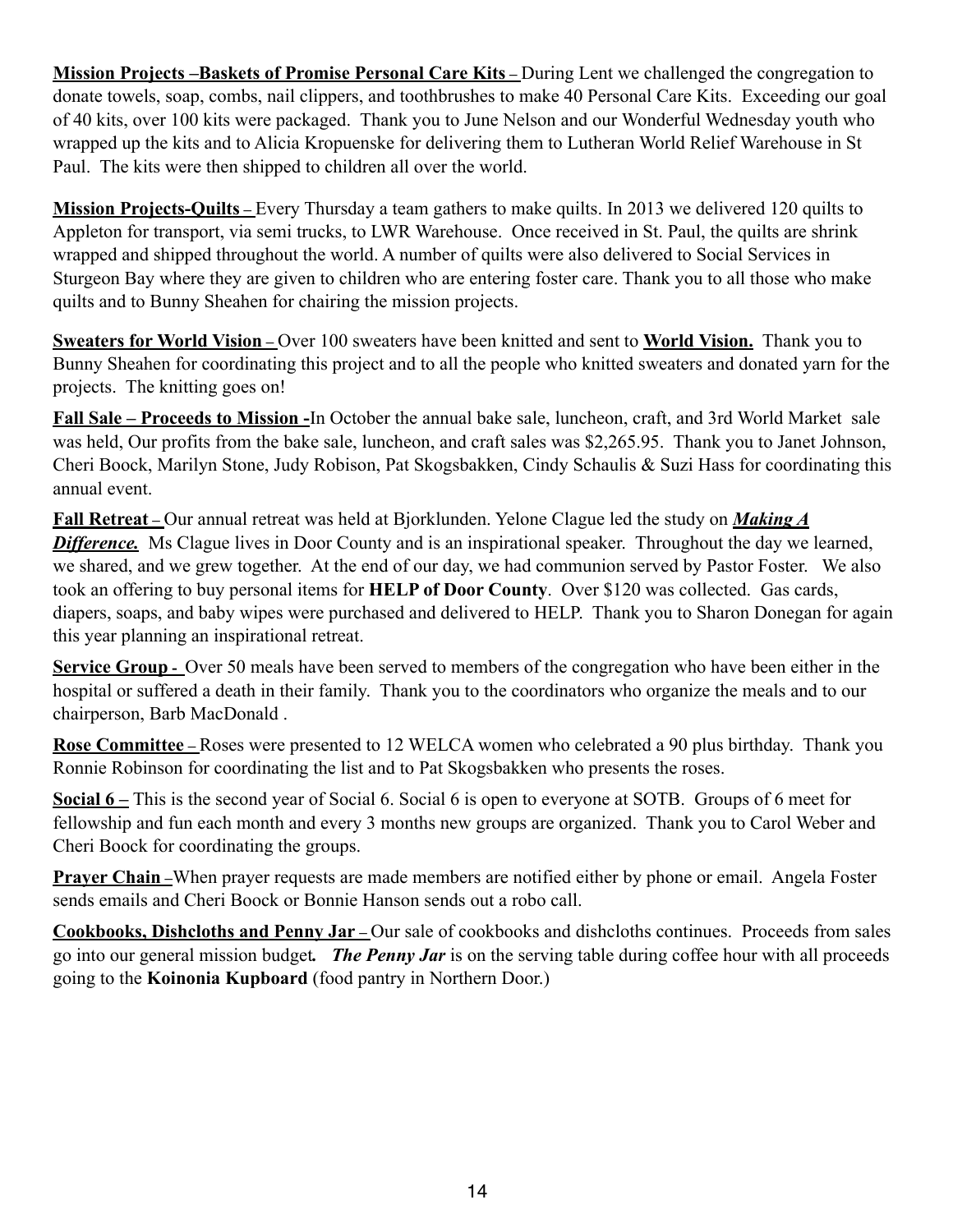**Mission Projects –Baskets of Promise Personal Care Kits –** During Lent we challenged the congregation to donate towels, soap, combs, nail clippers, and toothbrushes to make 40 Personal Care Kits. Exceeding our goal of 40 kits, over 100 kits were packaged. Thank you to June Nelson and our Wonderful Wednesday youth who wrapped up the kits and to Alicia Kropuenske for delivering them to Lutheran World Relief Warehouse in St Paul. The kits were then shipped to children all over the world.

**Mission Projects-Quilts –** Every Thursday a team gathers to make quilts. In 2013 we delivered 120 quilts to Appleton for transport, via semi trucks, to LWR Warehouse. Once received in St. Paul, the quilts are shrink wrapped and shipped throughout the world. A number of quilts were also delivered to Social Services in Sturgeon Bay where they are given to children who are entering foster care. Thank you to all those who make quilts and to Bunny Sheahen for chairing the mission projects.

**Sweaters for World Vision –** Over 100 sweaters have been knitted and sent to **World Vision.** Thank you to Bunny Sheahen for coordinating this project and to all the people who knitted sweaters and donated yarn for the projects. The knitting goes on!

**Fall Sale – Proceeds to Mission -**In October the annual bake sale, luncheon, craft, and 3rd World Market sale was held, Our profits from the bake sale, luncheon, and craft sales was $2,265.95. Thank you to Janet Johnson, Cheri Boock, Marilyn Stone, Judy Robison, Pat Skogsbakken, Cindy Schaulis & Suzi Hass for coordinating this annual event.

**Fall Retreat –** Our annual retreat was held at Bjorklunden. Yelone Clague led the study on ***Making A Difference.*** Ms Clague lives in Door County and is an inspirational speaker. Throughout the day we learned, we shared, and we grew together. At the end of our day, we had communion served by Pastor Foster. We also took an offering to buy personal items for **HELP of Door County**. Over $120 was collected. Gas cards, diapers, soaps, and baby wipes were purchased and delivered to HELP. Thank you to Sharon Donegan for again this year planning an inspirational retreat.

**Service Group -** Over 50 meals have been served to members of the congregation who have been either in the hospital or suffered a death in their family. Thank you to the coordinators who organize the meals and to our chairperson, Barb MacDonald .

**Rose Committee –** Roses were presented to 12 WELCA women who celebrated a 90 plus birthday. Thank you Ronnie Robinson for coordinating the list and to Pat Skogsbakken who presents the roses.

**Social 6 –** This is the second year of Social 6. Social 6 is open to everyone at SOTB. Groups of 6 meet for fellowship and fun each month and every 3 months new groups are organized. Thank you to Carol Weber and Cheri Boock for coordinating the groups.

**Prayer Chain –**When prayer requests are made members are notified either by phone or email. Angela Foster sends emails and Cheri Boock or Bonnie Hanson sends out a robo call.

**Cookbooks, Dishcloths and Penny Jar –** Our sale of cookbooks and dishcloths continues. Proceeds from sales go into our general mission budget***.*** ***The Penny Jar*** is on the serving table during coffee hour with all proceeds going to the **Koinonia Kupboard** (food pantry in Northern Door.)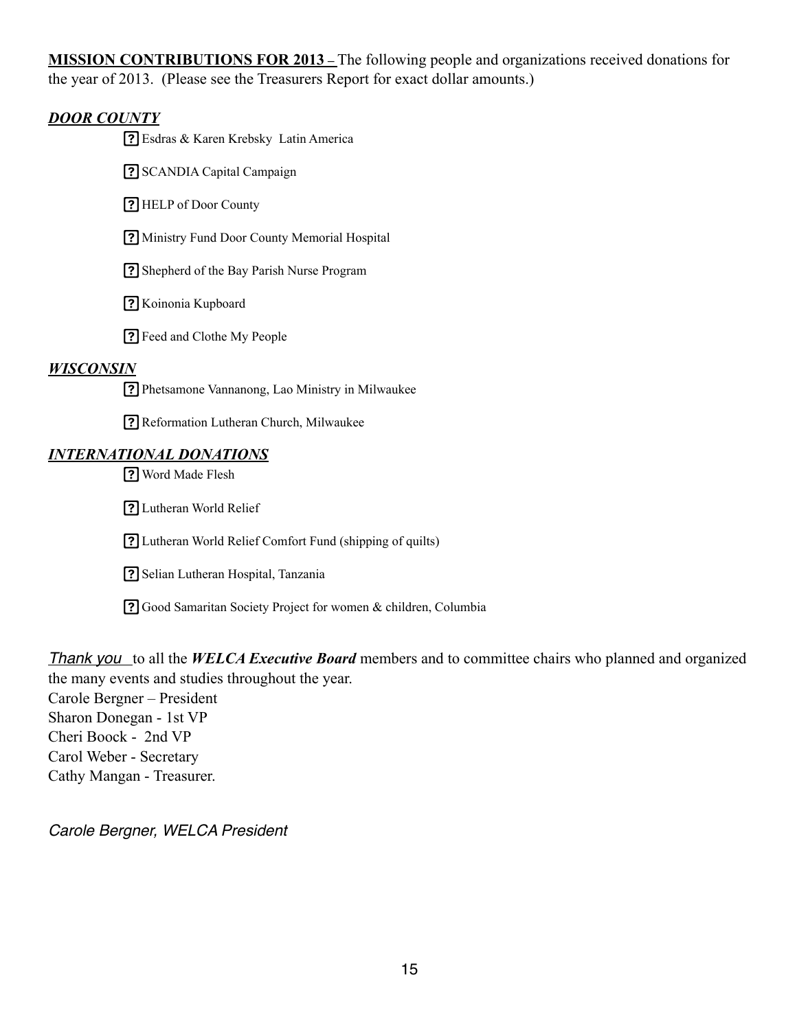**MISSION CONTRIBUTIONS FOR 2013 –** The following people and organizations received donations for the year of 2013. (Please see the Treasurers Report for exact dollar amounts.)

***DOOR COUNTY***

- Esdras & Karen Krebsky Latin America
- SCANDIA Capital Campaign
- HELP of Door County
- Ministry Fund Door County Memorial Hospital
- Shepherd of the Bay Parish Nurse Program
- Koinonia Kupboard
- Feed and Clothe My People

***WISCONSIN***

- Phetsamone Vannanong, Lao Ministry in Milwaukee
- Reformation Lutheran Church, Milwaukee

***INTERNATIONAL DONATIONS***

- Word Made Flesh
- Lutheran World Relief
- Lutheran World Relief Comfort Fund (shipping of quilts)
- Selian Lutheran Hospital, Tanzania
- Good Samaritan Society Project for women & children, Columbia

*Thank you* to all the ***WELCA Executive Board*** members and to committee chairs who planned and organized the many events and studies throughout the year.
Carole Bergner – President
Sharon Donegan - 1st VP
Cheri Boock - 2nd VP
Carol Weber - Secretary
Cathy Mangan - Treasurer.

*Carole Bergner, WELCA President*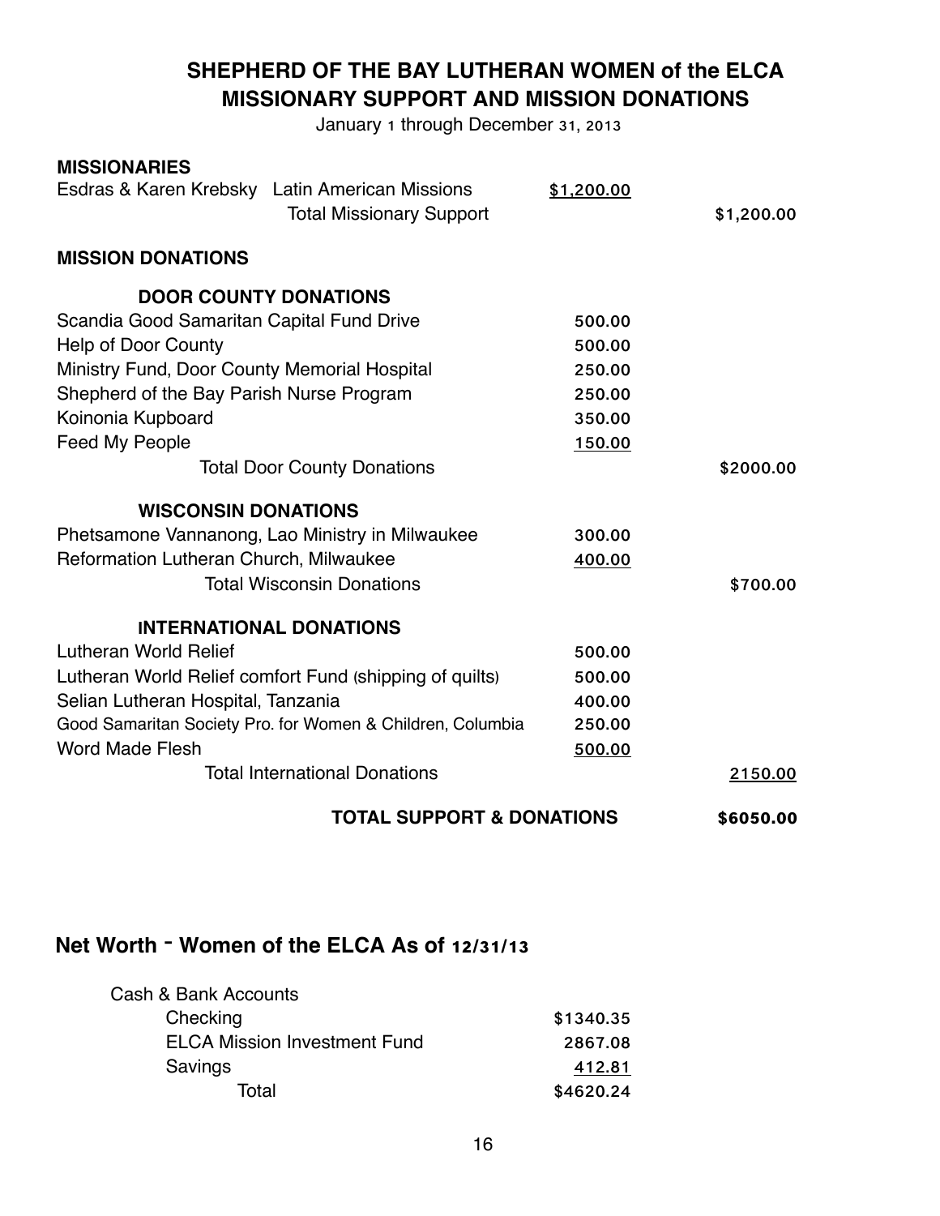## SHEPHERD OF THE BAY LUTHERAN WOMEN of the ELCA
## MISSIONARY SUPPORT AND MISSION DONATIONS

January 1 through December 31, 2013

| | | | |
|---|---|---|---|
| **MISSIONARIES** | | | |
| Esdras & Karen Krebsky | Latin American Missions | $1,200.00 | |
| | Total Missionary Support | | $1,200.00 |
| **MISSION DONATIONS** | | | |
| **DOOR COUNTY DONATIONS** | | | |
| Scandia Good Samaritan Capital Fund Drive | | 500.00 | |
| Help of Door County | | 500.00 | |
| Ministry Fund, Door County Memorial Hospital | | 250.00 | |
| Shepherd of the Bay Parish Nurse Program | | 250.00 | |
| Koinonia Kupboard | | 350.00 | |
| Feed My People | | 150.00 | |
| | Total Door County Donations | | $2000.00 |
| **WISCONSIN DONATIONS** | | | |
| Phetsamone Vannanong, Lao Ministry in Milwaukee | | 300.00 | |
| Reformation Lutheran Church, Milwaukee | | 400.00 | |
| | Total Wisconsin Donations | | $700.00 |
| **INTERNATIONAL DONATIONS** | | | |
| Lutheran World Relief | | 500.00 | |
| Lutheran World Relief comfort Fund (shipping of quilts) | | 500.00 | |
| Selian Lutheran Hospital, Tanzania | | 400.00 | |
| Good Samaritan Society Pro. for Women & Children, Columbia | | 250.00 | |
| Word Made Flesh | | 500.00 | |
| | Total International Donations | | 2150.00 |
| | **TOTAL SUPPORT & DONATIONS** | | $6050.00 |

## Net Worth - Women of the ELCA As of 12/31/13

| | |
|---|---|
| Cash & Bank Accounts | |
| Checking | $1340.35 |
| ELCA Mission Investment Fund | 2867.08 |
| Savings | 412.81 |
| Total | $4620.24 |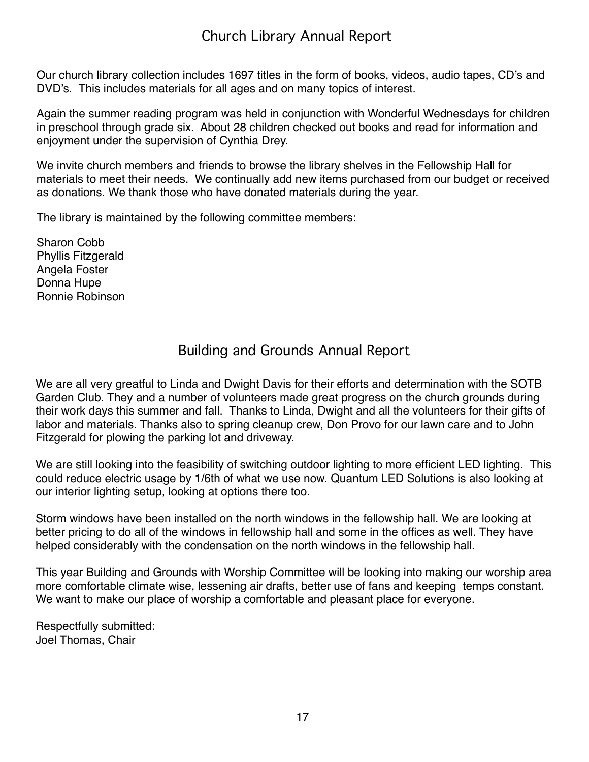## Church Library Annual Report

Our church library collection includes 1697 titles in the form of books, videos, audio tapes, CD's and DVD's. This includes materials for all ages and on many topics of interest.

Again the summer reading program was held in conjunction with Wonderful Wednesdays for children in preschool through grade six. About 28 children checked out books and read for information and enjoyment under the supervision of Cynthia Drey.

We invite church members and friends to browse the library shelves in the Fellowship Hall for materials to meet their needs. We continually add new items purchased from our budget or received as donations. We thank those who have donated materials during the year.

The library is maintained by the following committee members:

Sharon Cobb
Phyllis Fitzgerald
Angela Foster
Donna Hupe
Ronnie Robinson

## Building and Grounds Annual Report

We are all very greatful to Linda and Dwight Davis for their efforts and determination with the SOTB Garden Club. They and a number of volunteers made great progress on the church grounds during their work days this summer and fall. Thanks to Linda, Dwight and all the volunteers for their gifts of labor and materials. Thanks also to spring cleanup crew, Don Provo for our lawn care and to John Fitzgerald for plowing the parking lot and driveway.

We are still looking into the feasibility of switching outdoor lighting to more efficient LED lighting. This could reduce electric usage by 1/6th of what we use now. Quantum LED Solutions is also looking at our interior lighting setup, looking at options there too.

Storm windows have been installed on the north windows in the fellowship hall. We are looking at better pricing to do all of the windows in fellowship hall and some in the offices as well. They have helped considerably with the condensation on the north windows in the fellowship hall.

This year Building and Grounds with Worship Committee will be looking into making our worship area more comfortable climate wise, lessening air drafts, better use of fans and keeping temps constant. We want to make our place of worship a comfortable and pleasant place for everyone.

Respectfully submitted:
Joel Thomas, Chair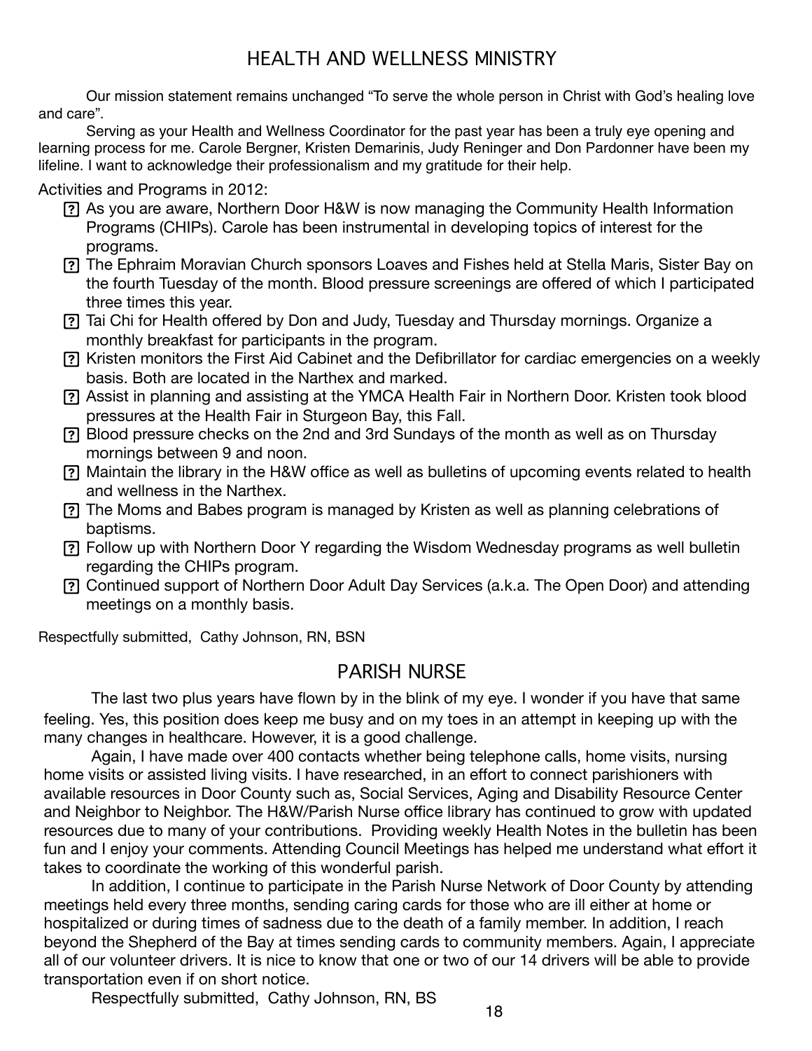# HEALTH AND WELLNESS MINISTRY

Our mission statement remains unchanged "To serve the whole person in Christ with God's healing love and care".

Serving as your Health and Wellness Coordinator for the past year has been a truly eye opening and learning process for me. Carole Bergner, Kristen Demarinis, Judy Reninger and Don Pardonner have been my lifeline. I want to acknowledge their professionalism and my gratitude for their help.

Activities and Programs in 2012:

- As you are aware, Northern Door H&W is now managing the Community Health Information Programs (CHIPs). Carole has been instrumental in developing topics of interest for the programs.
- The Ephraim Moravian Church sponsors Loaves and Fishes held at Stella Maris, Sister Bay on the fourth Tuesday of the month. Blood pressure screenings are offered of which I participated three times this year.
- Tai Chi for Health offered by Don and Judy, Tuesday and Thursday mornings. Organize a monthly breakfast for participants in the program.
- Kristen monitors the First Aid Cabinet and the Defibrillator for cardiac emergencies on a weekly basis. Both are located in the Narthex and marked.
- Assist in planning and assisting at the YMCA Health Fair in Northern Door. Kristen took blood pressures at the Health Fair in Sturgeon Bay, this Fall.
- Blood pressure checks on the 2nd and 3rd Sundays of the month as well as on Thursday mornings between 9 and noon.
- Maintain the library in the H&W office as well as bulletins of upcoming events related to health and wellness in the Narthex.
- The Moms and Babes program is managed by Kristen as well as planning celebrations of baptisms.
- Follow up with Northern Door Y regarding the Wisdom Wednesday programs as well bulletin regarding the CHIPs program.
- Continued support of Northern Door Adult Day Services (a.k.a. The Open Door) and attending meetings on a monthly basis.

Respectfully submitted, Cathy Johnson, RN, BSN

# PARISH NURSE

The last two plus years have flown by in the blink of my eye. I wonder if you have that same feeling. Yes, this position does keep me busy and on my toes in an attempt in keeping up with the many changes in healthcare. However, it is a good challenge.

Again, I have made over 400 contacts whether being telephone calls, home visits, nursing home visits or assisted living visits. I have researched, in an effort to connect parishioners with available resources in Door County such as, Social Services, Aging and Disability Resource Center and Neighbor to Neighbor. The H&W/Parish Nurse office library has continued to grow with updated resources due to many of your contributions. Providing weekly Health Notes in the bulletin has been fun and I enjoy your comments. Attending Council Meetings has helped me understand what effort it takes to coordinate the working of this wonderful parish.

In addition, I continue to participate in the Parish Nurse Network of Door County by attending meetings held every three months, sending caring cards for those who are ill either at home or hospitalized or during times of sadness due to the death of a family member. In addition, I reach beyond the Shepherd of the Bay at times sending cards to community members. Again, I appreciate all of our volunteer drivers. It is nice to know that one or two of our 14 drivers will be able to provide transportation even if on short notice.

Respectfully submitted, Cathy Johnson, RN, BS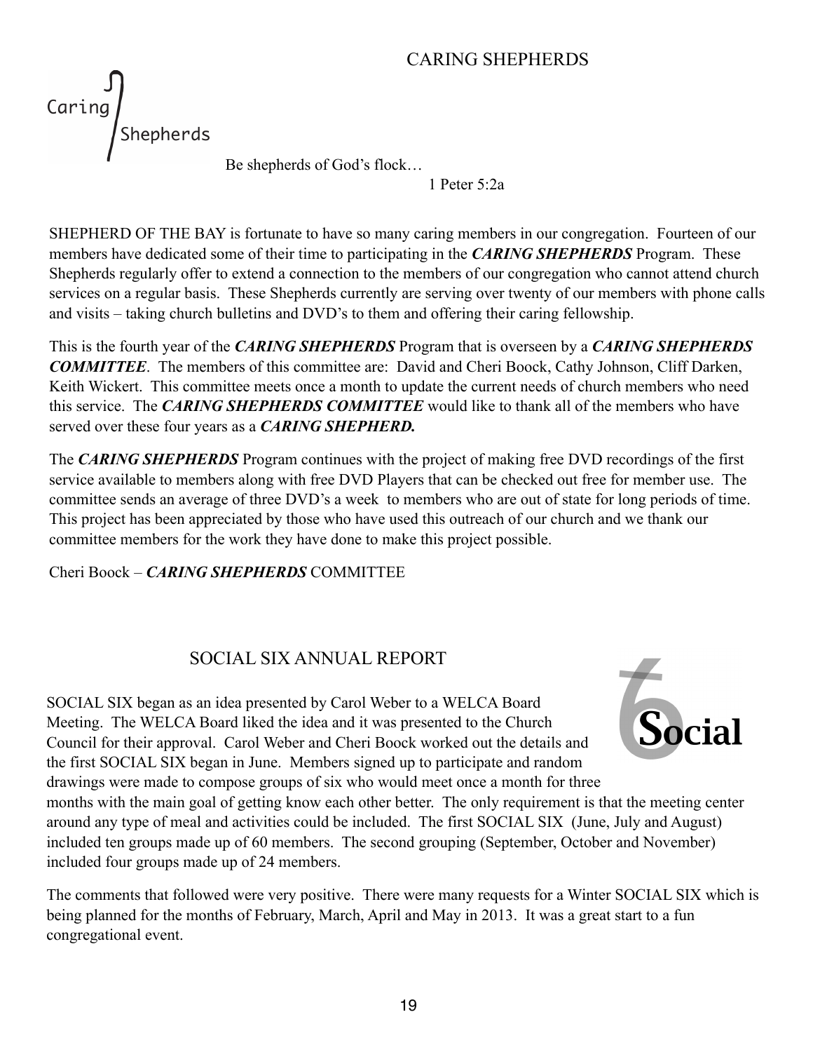## CARING SHEPHERDS

Caring Shepherds

Be shepherds of God's flock…

1 Peter 5:2a

SHEPHERD OF THE BAY is fortunate to have so many caring members in our congregation. Fourteen of our members have dedicated some of their time to participating in the ***CARING SHEPHERDS*** Program. These Shepherds regularly offer to extend a connection to the members of our congregation who cannot attend church services on a regular basis. These Shepherds currently are serving over twenty of our members with phone calls and visits – taking church bulletins and DVD's to them and offering their caring fellowship.

This is the fourth year of the ***CARING SHEPHERDS*** Program that is overseen by a ***CARING SHEPHERDS COMMITTEE***. The members of this committee are: David and Cheri Boock, Cathy Johnson, Cliff Darken, Keith Wickert. This committee meets once a month to update the current needs of church members who need this service. The ***CARING SHEPHERDS COMMITTEE*** would like to thank all of the members who have served over these four years as a ***CARING SHEPHERD.***

The ***CARING SHEPHERDS*** Program continues with the project of making free DVD recordings of the first service available to members along with free DVD Players that can be checked out free for member use. The committee sends an average of three DVD's a week to members who are out of state for long periods of time. This project has been appreciated by those who have used this outreach of our church and we thank our committee members for the work they have done to make this project possible.

Cheri Boock – ***CARING SHEPHERDS*** COMMITTEE

## SOCIAL SIX ANNUAL REPORT

6 Social

SOCIAL SIX began as an idea presented by Carol Weber to a WELCA Board Meeting. The WELCA Board liked the idea and it was presented to the Church Council for their approval. Carol Weber and Cheri Boock worked out the details and the first SOCIAL SIX began in June. Members signed up to participate and random drawings were made to compose groups of six who would meet once a month for three months with the main goal of getting know each other better. The only requirement is that the meeting center around any type of meal and activities could be included. The first SOCIAL SIX (June, July and August) included ten groups made up of 60 members. The second grouping (September, October and November) included four groups made up of 24 members.

The comments that followed were very positive. There were many requests for a Winter SOCIAL SIX which is being planned for the months of February, March, April and May in 2013. It was a great start to a fun congregational event.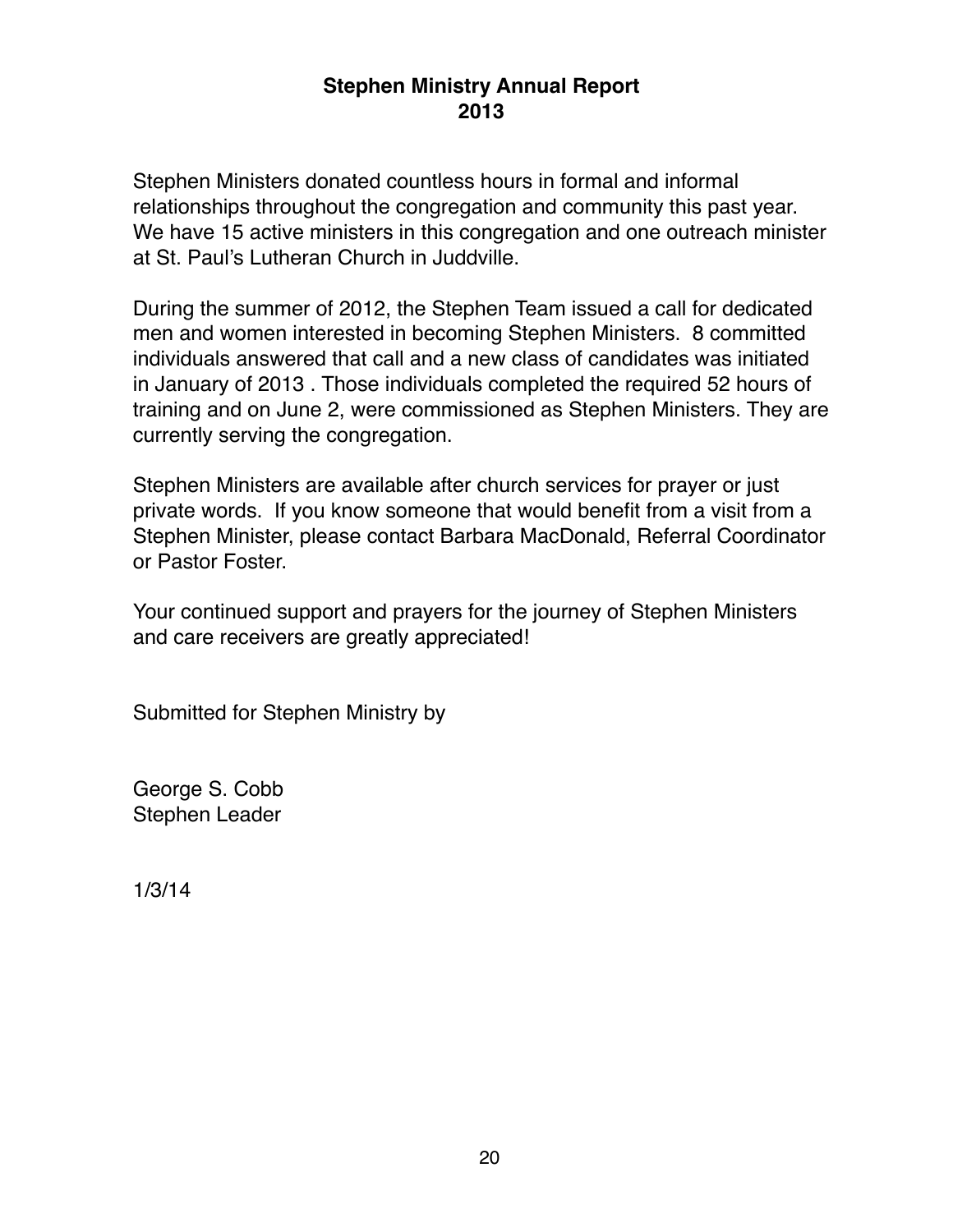# Stephen Ministry Annual Report 2013

Stephen Ministers donated countless hours in formal and informal relationships throughout the congregation and community this past year. We have 15 active ministers in this congregation and one outreach minister at St. Paul's Lutheran Church in Juddville.

During the summer of 2012, the Stephen Team issued a call for dedicated men and women interested in becoming Stephen Ministers. 8 committed individuals answered that call and a new class of candidates was initiated in January of 2013 . Those individuals completed the required 52 hours of training and on June 2, were commissioned as Stephen Ministers. They are currently serving the congregation.

Stephen Ministers are available after church services for prayer or just private words. If you know someone that would benefit from a visit from a Stephen Minister, please contact Barbara MacDonald, Referral Coordinator or Pastor Foster.

Your continued support and prayers for the journey of Stephen Ministers and care receivers are greatly appreciated!

Submitted for Stephen Ministry by

George S. Cobb
Stephen Leader

1/3/14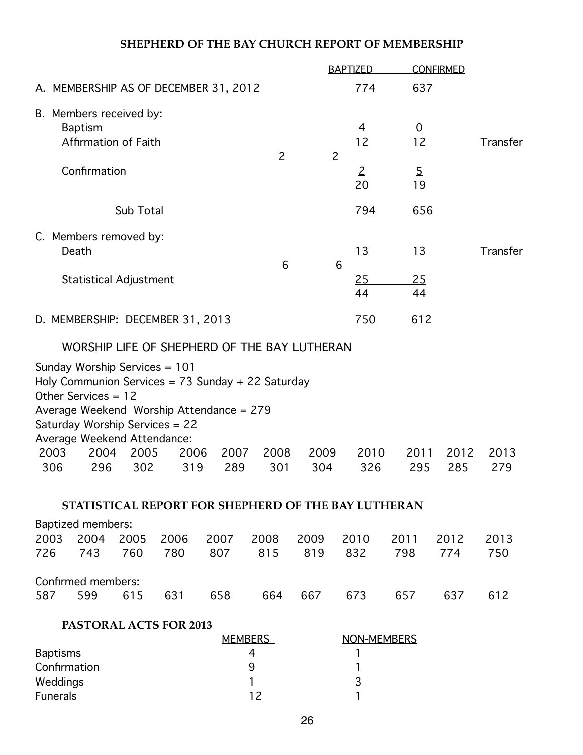## SHEPHERD OF THE BAY CHURCH REPORT OF MEMBERSHIP

| | | | BAPTIZED | CONFIRMED | |
|---|---|---|---|---|---|
| A. MEMBERSHIP AS OF DECEMBER 31, 2012 | | | 774 | 637 | |
| B. Members received by: | | | | | |
| Baptism | | | 4 | 0 | |
| Affirmation of Faith | | | 12 | 12 | Transfer |
| | 2 | 2 | | | |
| Confirmation | | | 2 | 5 | |
| | | | 20 | 19 | |
| Sub Total | | | 794 | 656 | |
| C. Members removed by: | | | | | |
| Death | | | 13 | 13 | Transfer |
| | 6 | 6 | | | |
| Statistical Adjustment | | | 25 | 25 | |
| | | | 44 | 44 | |
| D. MEMBERSHIP: DECEMBER 31, 2013 | | | 750 | 612 | |

### WORSHIP LIFE OF SHEPHERD OF THE BAY LUTHERAN

Sunday Worship Services = 101
Holy Communion Services = 73 Sunday + 22 Saturday
Other Services = 12
Average Weekend Worship Attendance = 279
Saturday Worship Services = 22
Average Weekend Attendance:

| 2003 | 2004 | 2005 | 2006 | 2007 | 2008 | 2009 | 2010 | 2011 | 2012 | 2013 |
|---|---|---|---|---|---|---|---|---|---|---|
| 306 | 296 | 302 | 319 | 289 | 301 | 304 | 326 | 295 | 285 | 279 |

### STATISTICAL REPORT FOR SHEPHERD OF THE BAY LUTHERAN

Baptized members:

| 2003 | 2004 | 2005 | 2006 | 2007 | 2008 | 2009 | 2010 | 2011 | 2012 | 2013 |
|---|---|---|---|---|---|---|---|---|---|---|
| 726 | 743 | 760 | 780 | 807 | 815 | 819 | 832 | 798 | 774 | 750 |

Confirmed members:

| 2003 | 2004 | 2005 | 2006 | 2007 | 2008 | 2009 | 2010 | 2011 | 2012 | 2013 |
|---|---|---|---|---|---|---|---|---|---|---|
| 587 | 599 | 615 | 631 | 658 | 664 | 667 | 673 | 657 | 637 | 612 |

### PASTORAL ACTS FOR 2013

| | MEMBERS | NON-MEMBERS |
|---|---|---|
| Baptisms | 4 | 1 |
| Confirmation | 9 | 1 |
| Weddings | 1 | 3 |
| Funerals | 12 | 1 |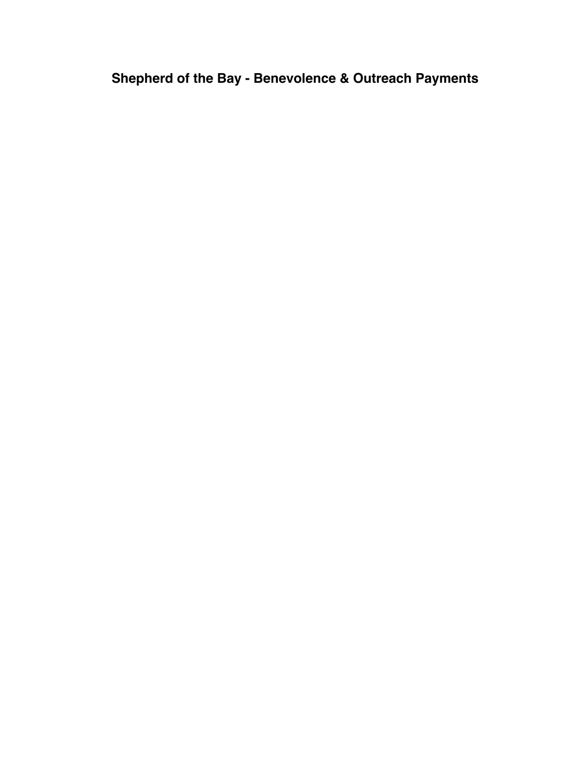# Shepherd of the Bay - Benevolence & Outreach Payments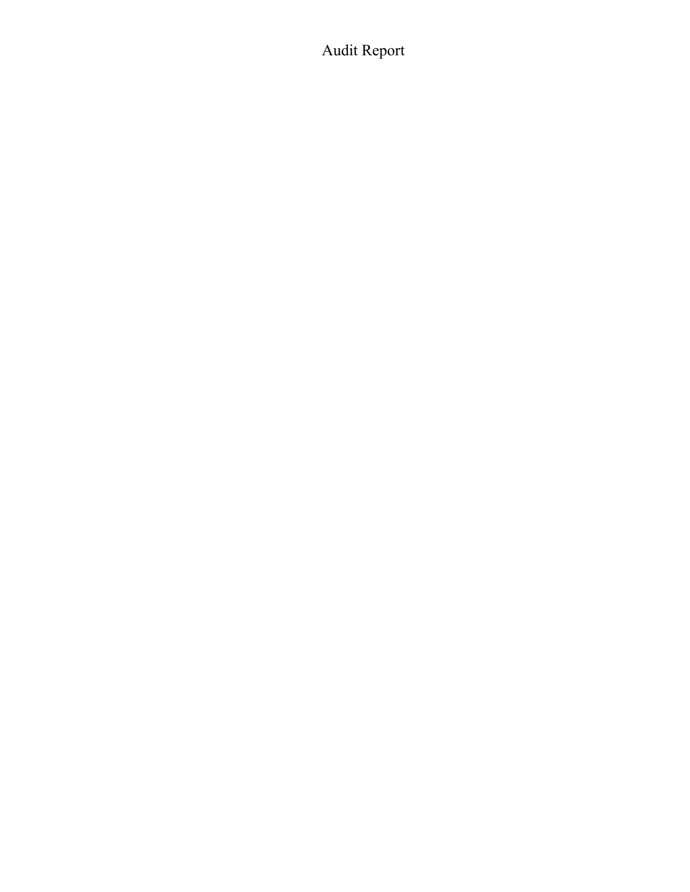# Audit Report